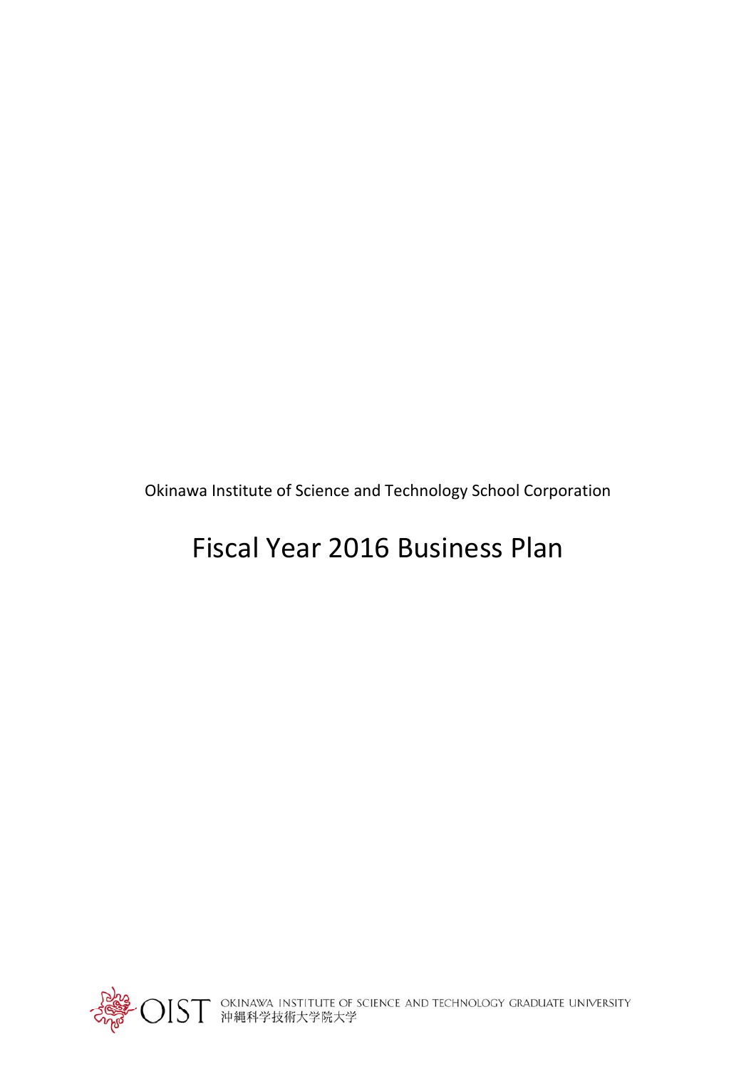Okinawa Institute of Science and Technology School Corporation

# Fiscal Year 2016 Business Plan

OIST OKINAWA INSTITUTE OF SCIENCE AND TECHNOLOGY GRADUATE UNIVERSITY
沖縄科学技術大学院大学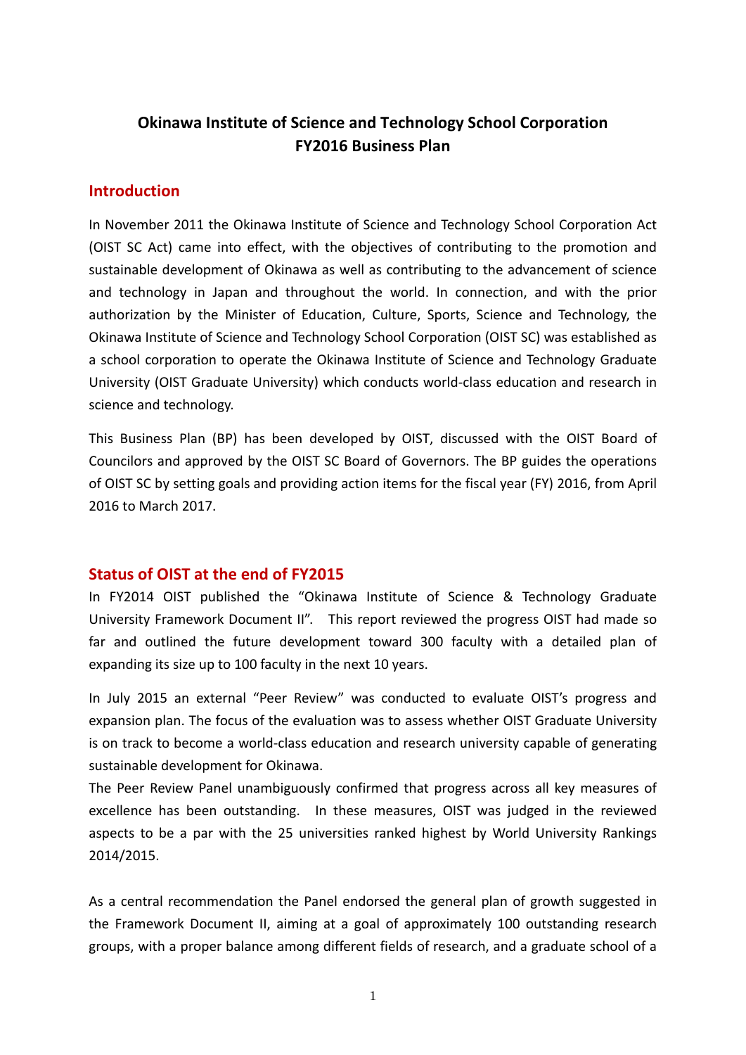# Okinawa Institute of Science and Technology School Corporation FY2016 Business Plan

## Introduction

In November 2011 the Okinawa Institute of Science and Technology School Corporation Act (OIST SC Act) came into effect, with the objectives of contributing to the promotion and sustainable development of Okinawa as well as contributing to the advancement of science and technology in Japan and throughout the world. In connection, and with the prior authorization by the Minister of Education, Culture, Sports, Science and Technology, the Okinawa Institute of Science and Technology School Corporation (OIST SC) was established as a school corporation to operate the Okinawa Institute of Science and Technology Graduate University (OIST Graduate University) which conducts world-class education and research in science and technology.

This Business Plan (BP) has been developed by OIST, discussed with the OIST Board of Councilors and approved by the OIST SC Board of Governors. The BP guides the operations of OIST SC by setting goals and providing action items for the fiscal year (FY) 2016, from April 2016 to March 2017.

## Status of OIST at the end of FY2015

In FY2014 OIST published the "Okinawa Institute of Science & Technology Graduate University Framework Document II". This report reviewed the progress OIST had made so far and outlined the future development toward 300 faculty with a detailed plan of expanding its size up to 100 faculty in the next 10 years.

In July 2015 an external "Peer Review" was conducted to evaluate OIST's progress and expansion plan. The focus of the evaluation was to assess whether OIST Graduate University is on track to become a world-class education and research university capable of generating sustainable development for Okinawa.

The Peer Review Panel unambiguously confirmed that progress across all key measures of excellence has been outstanding. In these measures, OIST was judged in the reviewed aspects to be a par with the 25 universities ranked highest by World University Rankings 2014/2015.

As a central recommendation the Panel endorsed the general plan of growth suggested in the Framework Document II, aiming at a goal of approximately 100 outstanding research groups, with a proper balance among different fields of research, and a graduate school of a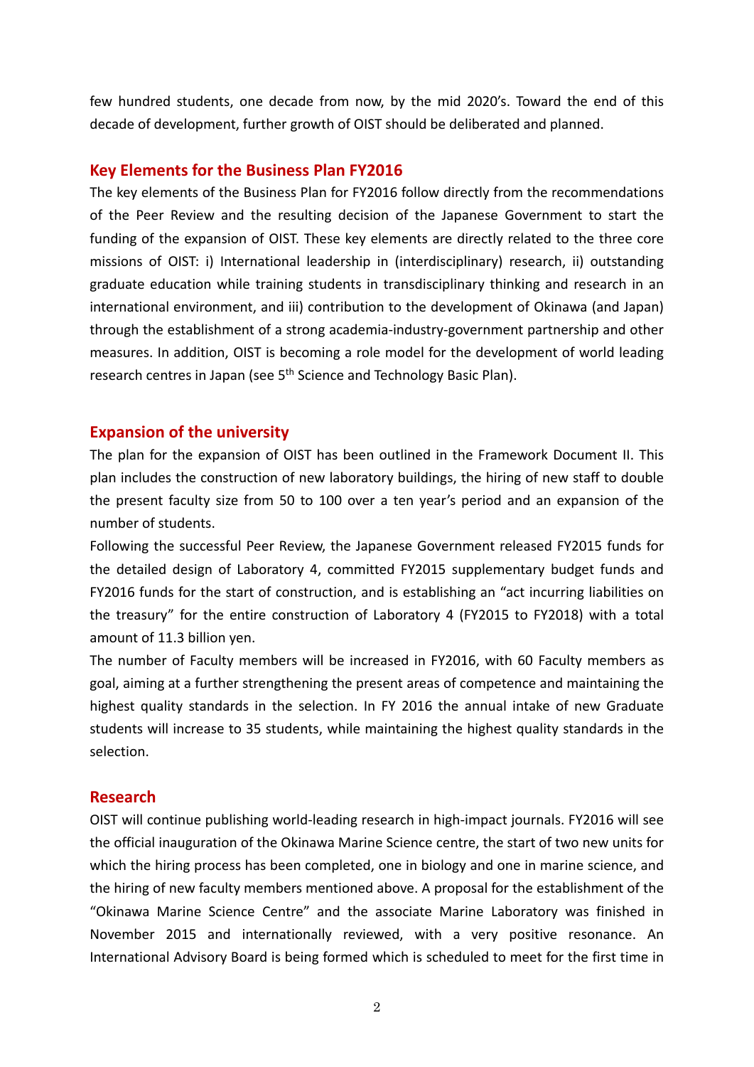few hundred students, one decade from now, by the mid 2020's. Toward the end of this decade of development, further growth of OIST should be deliberated and planned.

## Key Elements for the Business Plan FY2016

The key elements of the Business Plan for FY2016 follow directly from the recommendations of the Peer Review and the resulting decision of the Japanese Government to start the funding of the expansion of OIST. These key elements are directly related to the three core missions of OIST: i) International leadership in (interdisciplinary) research, ii) outstanding graduate education while training students in transdisciplinary thinking and research in an international environment, and iii) contribution to the development of Okinawa (and Japan) through the establishment of a strong academia-industry-government partnership and other measures. In addition, OIST is becoming a role model for the development of world leading research centres in Japan (see 5th Science and Technology Basic Plan).

## Expansion of the university

The plan for the expansion of OIST has been outlined in the Framework Document II. This plan includes the construction of new laboratory buildings, the hiring of new staff to double the present faculty size from 50 to 100 over a ten year's period and an expansion of the number of students.

Following the successful Peer Review, the Japanese Government released FY2015 funds for the detailed design of Laboratory 4, committed FY2015 supplementary budget funds and FY2016 funds for the start of construction, and is establishing an "act incurring liabilities on the treasury" for the entire construction of Laboratory 4 (FY2015 to FY2018) with a total amount of 11.3 billion yen.

The number of Faculty members will be increased in FY2016, with 60 Faculty members as goal, aiming at a further strengthening the present areas of competence and maintaining the highest quality standards in the selection. In FY 2016 the annual intake of new Graduate students will increase to 35 students, while maintaining the highest quality standards in the selection.

## Research

OIST will continue publishing world-leading research in high-impact journals. FY2016 will see the official inauguration of the Okinawa Marine Science centre, the start of two new units for which the hiring process has been completed, one in biology and one in marine science, and the hiring of new faculty members mentioned above. A proposal for the establishment of the "Okinawa Marine Science Centre" and the associate Marine Laboratory was finished in November 2015 and internationally reviewed, with a very positive resonance. An International Advisory Board is being formed which is scheduled to meet for the first time in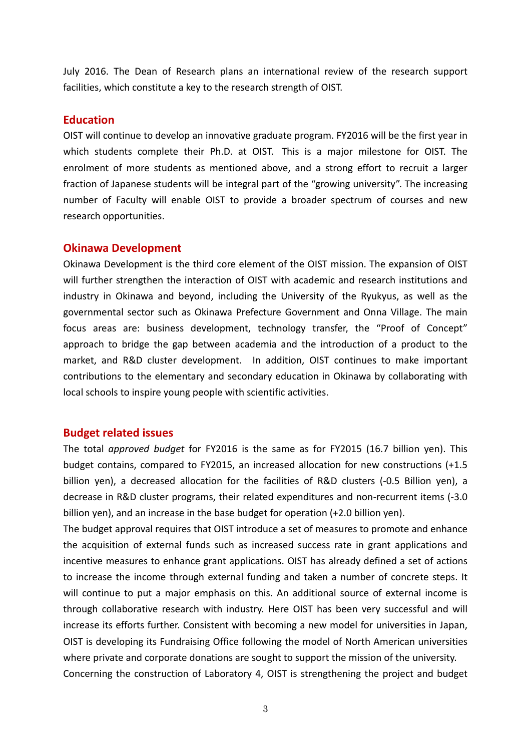July 2016. The Dean of Research plans an international review of the research support facilities, which constitute a key to the research strength of OIST.

## Education

OIST will continue to develop an innovative graduate program. FY2016 will be the first year in which students complete their Ph.D. at OIST. This is a major milestone for OIST. The enrolment of more students as mentioned above, and a strong effort to recruit a larger fraction of Japanese students will be integral part of the "growing university". The increasing number of Faculty will enable OIST to provide a broader spectrum of courses and new research opportunities.

## Okinawa Development

Okinawa Development is the third core element of the OIST mission. The expansion of OIST will further strengthen the interaction of OIST with academic and research institutions and industry in Okinawa and beyond, including the University of the Ryukyus, as well as the governmental sector such as Okinawa Prefecture Government and Onna Village. The main focus areas are: business development, technology transfer, the "Proof of Concept" approach to bridge the gap between academia and the introduction of a product to the market, and R&D cluster development. In addition, OIST continues to make important contributions to the elementary and secondary education in Okinawa by collaborating with local schools to inspire young people with scientific activities.

## Budget related issues

The total *approved budget* for FY2016 is the same as for FY2015 (16.7 billion yen). This budget contains, compared to FY2015, an increased allocation for new constructions (+1.5 billion yen), a decreased allocation for the facilities of R&D clusters (-0.5 Billion yen), a decrease in R&D cluster programs, their related expenditures and non-recurrent items (-3.0 billion yen), and an increase in the base budget for operation (+2.0 billion yen).

The budget approval requires that OIST introduce a set of measures to promote and enhance the acquisition of external funds such as increased success rate in grant applications and incentive measures to enhance grant applications. OIST has already defined a set of actions to increase the income through external funding and taken a number of concrete steps. It will continue to put a major emphasis on this. An additional source of external income is through collaborative research with industry. Here OIST has been very successful and will increase its efforts further. Consistent with becoming a new model for universities in Japan, OIST is developing its Fundraising Office following the model of North American universities where private and corporate donations are sought to support the mission of the university.

Concerning the construction of Laboratory 4, OIST is strengthening the project and budget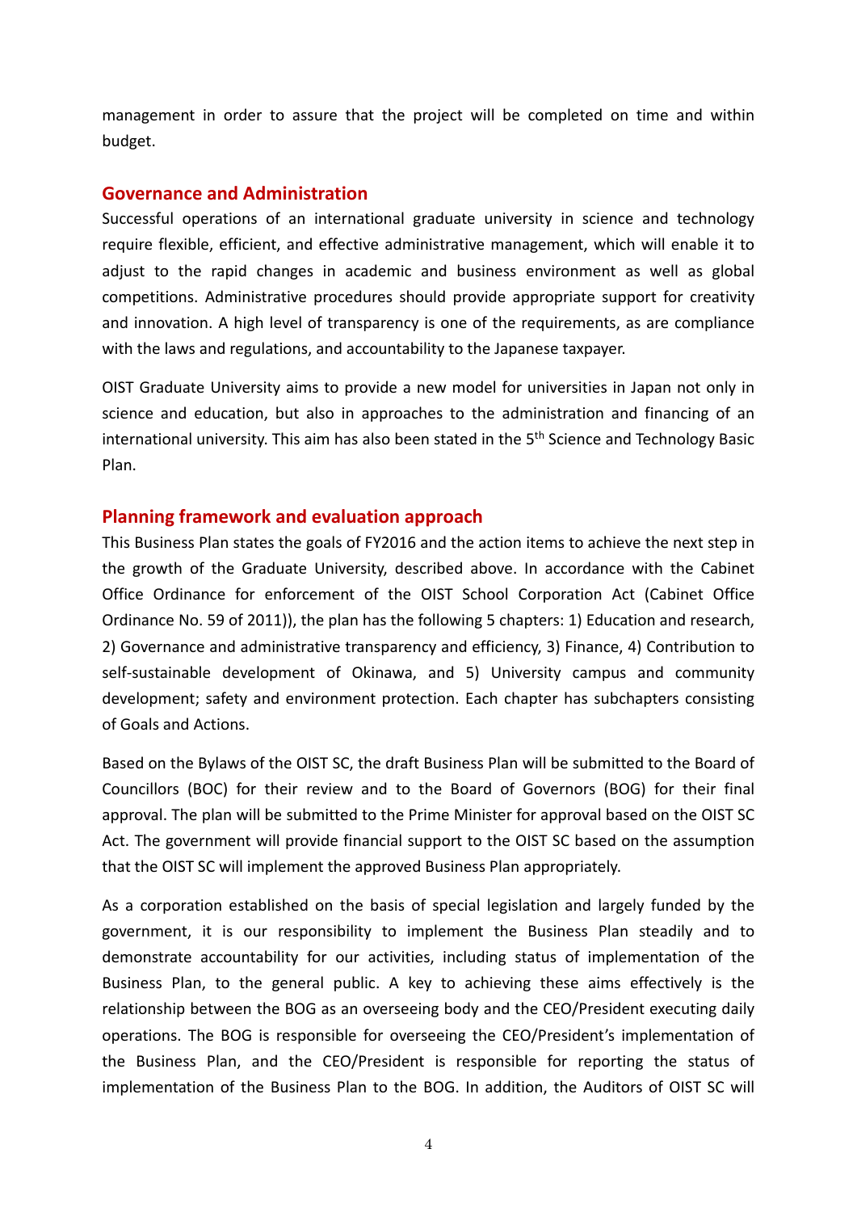management in order to assure that the project will be completed on time and within budget.

## Governance and Administration

Successful operations of an international graduate university in science and technology require flexible, efficient, and effective administrative management, which will enable it to adjust to the rapid changes in academic and business environment as well as global competitions. Administrative procedures should provide appropriate support for creativity and innovation. A high level of transparency is one of the requirements, as are compliance with the laws and regulations, and accountability to the Japanese taxpayer.

OIST Graduate University aims to provide a new model for universities in Japan not only in science and education, but also in approaches to the administration and financing of an international university. This aim has also been stated in the 5th Science and Technology Basic Plan.

## Planning framework and evaluation approach

This Business Plan states the goals of FY2016 and the action items to achieve the next step in the growth of the Graduate University, described above. In accordance with the Cabinet Office Ordinance for enforcement of the OIST School Corporation Act (Cabinet Office Ordinance No. 59 of 2011)), the plan has the following 5 chapters: 1) Education and research, 2) Governance and administrative transparency and efficiency, 3) Finance, 4) Contribution to self-sustainable development of Okinawa, and 5) University campus and community development; safety and environment protection. Each chapter has subchapters consisting of Goals and Actions.

Based on the Bylaws of the OIST SC, the draft Business Plan will be submitted to the Board of Councillors (BOC) for their review and to the Board of Governors (BOG) for their final approval. The plan will be submitted to the Prime Minister for approval based on the OIST SC Act. The government will provide financial support to the OIST SC based on the assumption that the OIST SC will implement the approved Business Plan appropriately.

As a corporation established on the basis of special legislation and largely funded by the government, it is our responsibility to implement the Business Plan steadily and to demonstrate accountability for our activities, including status of implementation of the Business Plan, to the general public. A key to achieving these aims effectively is the relationship between the BOG as an overseeing body and the CEO/President executing daily operations. The BOG is responsible for overseeing the CEO/President's implementation of the Business Plan, and the CEO/President is responsible for reporting the status of implementation of the Business Plan to the BOG. In addition, the Auditors of OIST SC will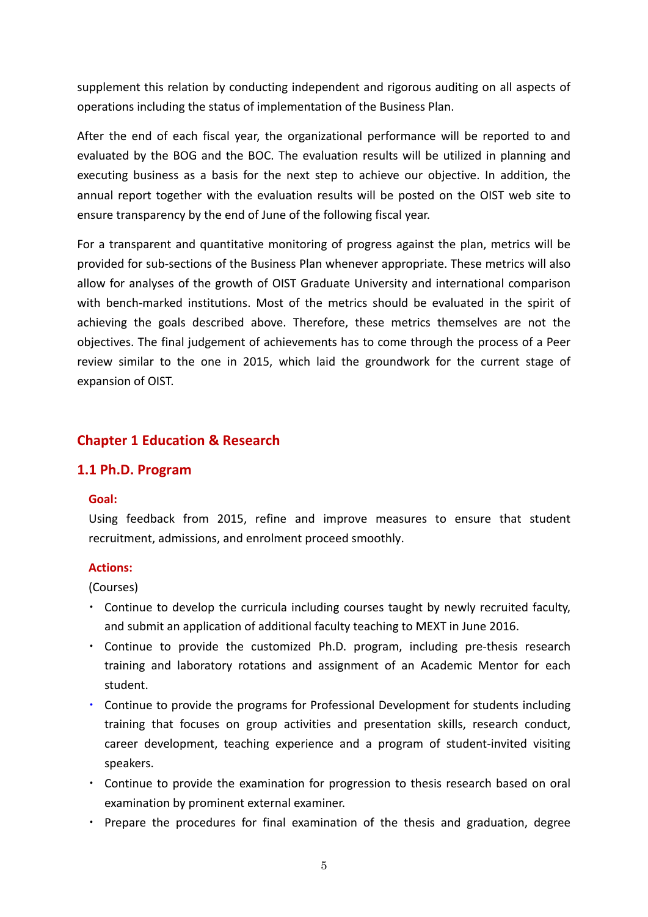supplement this relation by conducting independent and rigorous auditing on all aspects of operations including the status of implementation of the Business Plan.

After the end of each fiscal year, the organizational performance will be reported to and evaluated by the BOG and the BOC. The evaluation results will be utilized in planning and executing business as a basis for the next step to achieve our objective. In addition, the annual report together with the evaluation results will be posted on the OIST web site to ensure transparency by the end of June of the following fiscal year.

For a transparent and quantitative monitoring of progress against the plan, metrics will be provided for sub-sections of the Business Plan whenever appropriate. These metrics will also allow for analyses of the growth of OIST Graduate University and international comparison with bench-marked institutions. Most of the metrics should be evaluated in the spirit of achieving the goals described above. Therefore, these metrics themselves are not the objectives. The final judgement of achievements has to come through the process of a Peer review similar to the one in 2015, which laid the groundwork for the current stage of expansion of OIST.

## Chapter 1 Education & Research

### 1.1 Ph.D. Program

**Goal:**

Using feedback from 2015, refine and improve measures to ensure that student recruitment, admissions, and enrolment proceed smoothly.

**Actions:**

(Courses)

- Continue to develop the curricula including courses taught by newly recruited faculty, and submit an application of additional faculty teaching to MEXT in June 2016.
- Continue to provide the customized Ph.D. program, including pre-thesis research training and laboratory rotations and assignment of an Academic Mentor for each student.
- Continue to provide the programs for Professional Development for students including training that focuses on group activities and presentation skills, research conduct, career development, teaching experience and a program of student-invited visiting speakers.
- Continue to provide the examination for progression to thesis research based on oral examination by prominent external examiner.
- Prepare the procedures for final examination of the thesis and graduation, degree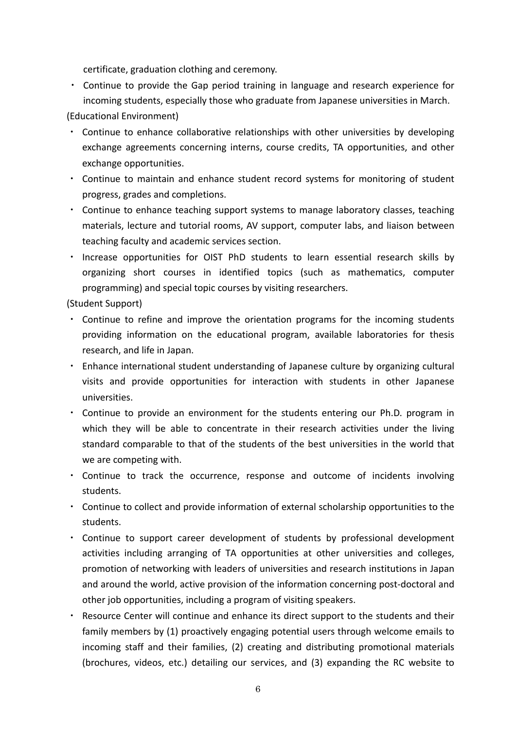certificate, graduation clothing and ceremony.

- Continue to provide the Gap period training in language and research experience for incoming students, especially those who graduate from Japanese universities in March.

(Educational Environment)

- Continue to enhance collaborative relationships with other universities by developing exchange agreements concerning interns, course credits, TA opportunities, and other exchange opportunities.
- Continue to maintain and enhance student record systems for monitoring of student progress, grades and completions.
- Continue to enhance teaching support systems to manage laboratory classes, teaching materials, lecture and tutorial rooms, AV support, computer labs, and liaison between teaching faculty and academic services section.
- Increase opportunities for OIST PhD students to learn essential research skills by organizing short courses in identified topics (such as mathematics, computer programming) and special topic courses by visiting researchers.

(Student Support)

- Continue to refine and improve the orientation programs for the incoming students providing information on the educational program, available laboratories for thesis research, and life in Japan.
- Enhance international student understanding of Japanese culture by organizing cultural visits and provide opportunities for interaction with students in other Japanese universities.
- Continue to provide an environment for the students entering our Ph.D. program in which they will be able to concentrate in their research activities under the living standard comparable to that of the students of the best universities in the world that we are competing with.
- Continue to track the occurrence, response and outcome of incidents involving students.
- Continue to collect and provide information of external scholarship opportunities to the students.
- Continue to support career development of students by professional development activities including arranging of TA opportunities at other universities and colleges, promotion of networking with leaders of universities and research institutions in Japan and around the world, active provision of the information concerning post-doctoral and other job opportunities, including a program of visiting speakers.
- Resource Center will continue and enhance its direct support to the students and their family members by (1) proactively engaging potential users through welcome emails to incoming staff and their families, (2) creating and distributing promotional materials (brochures, videos, etc.) detailing our services, and (3) expanding the RC website to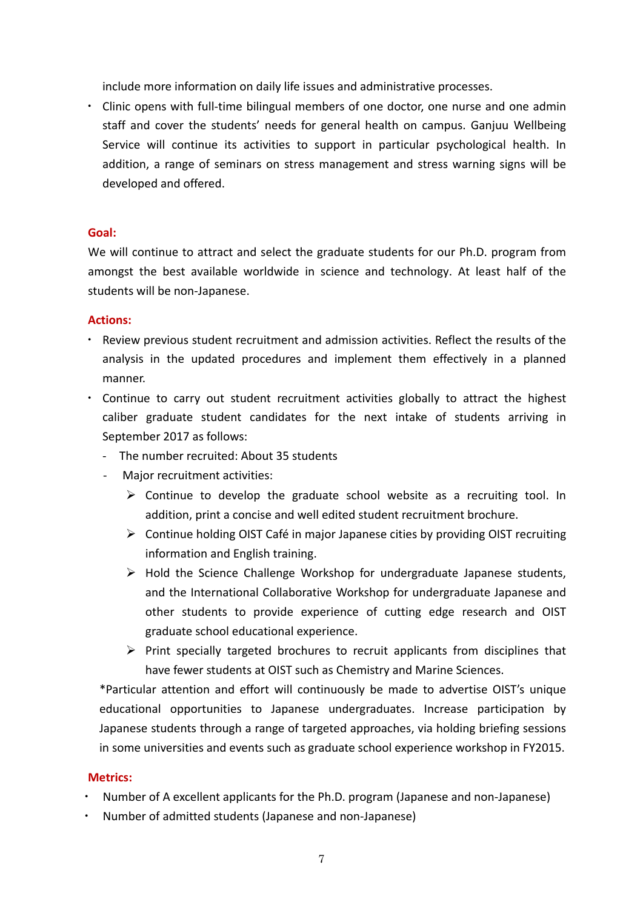include more information on daily life issues and administrative processes.

- Clinic opens with full-time bilingual members of one doctor, one nurse and one admin staff and cover the students' needs for general health on campus. Ganjuu Wellbeing Service will continue its activities to support in particular psychological health. In addition, a range of seminars on stress management and stress warning signs will be developed and offered.

**Goal:**

We will continue to attract and select the graduate students for our Ph.D. program from amongst the best available worldwide in science and technology. At least half of the students will be non-Japanese.

**Actions:**

- Review previous student recruitment and admission activities. Reflect the results of the analysis in the updated procedures and implement them effectively in a planned manner.
- Continue to carry out student recruitment activities globally to attract the highest caliber graduate student candidates for the next intake of students arriving in September 2017 as follows:
  - The number recruited: About 35 students
  - Major recruitment activities:
    - Continue to develop the graduate school website as a recruiting tool. In addition, print a concise and well edited student recruitment brochure.
    - Continue holding OIST Café in major Japanese cities by providing OIST recruiting information and English training.
    - Hold the Science Challenge Workshop for undergraduate Japanese students, and the International Collaborative Workshop for undergraduate Japanese and other students to provide experience of cutting edge research and OIST graduate school educational experience.
    - Print specially targeted brochures to recruit applicants from disciplines that have fewer students at OIST such as Chemistry and Marine Sciences.

*Particular attention and effort will continuously be made to advertise OIST's unique educational opportunities to Japanese undergraduates. Increase participation by Japanese students through a range of targeted approaches, via holding briefing sessions in some universities and events such as graduate school experience workshop in FY2015.

**Metrics:**

- Number of A excellent applicants for the Ph.D. program (Japanese and non-Japanese)
- Number of admitted students (Japanese and non-Japanese)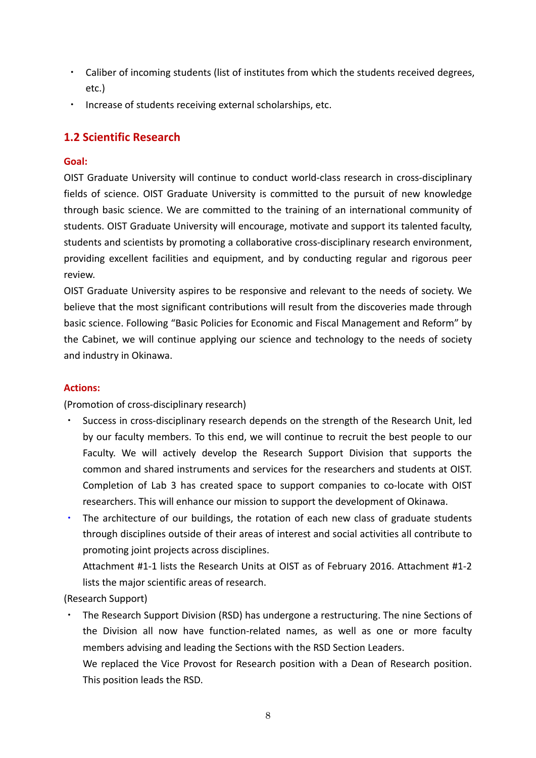- Caliber of incoming students (list of institutes from which the students received degrees, etc.)
- Increase of students receiving external scholarships, etc.

## 1.2 Scientific Research

**Goal:**

OIST Graduate University will continue to conduct world-class research in cross-disciplinary fields of science. OIST Graduate University is committed to the pursuit of new knowledge through basic science. We are committed to the training of an international community of students. OIST Graduate University will encourage, motivate and support its talented faculty, students and scientists by promoting a collaborative cross-disciplinary research environment, providing excellent facilities and equipment, and by conducting regular and rigorous peer review.

OIST Graduate University aspires to be responsive and relevant to the needs of society. We believe that the most significant contributions will result from the discoveries made through basic science. Following "Basic Policies for Economic and Fiscal Management and Reform" by the Cabinet, we will continue applying our science and technology to the needs of society and industry in Okinawa.

**Actions:**

(Promotion of cross-disciplinary research)

- Success in cross-disciplinary research depends on the strength of the Research Unit, led by our faculty members. To this end, we will continue to recruit the best people to our Faculty. We will actively develop the Research Support Division that supports the common and shared instruments and services for the researchers and students at OIST. Completion of Lab 3 has created space to support companies to co-locate with OIST researchers. This will enhance our mission to support the development of Okinawa.
- The architecture of our buildings, the rotation of each new class of graduate students through disciplines outside of their areas of interest and social activities all contribute to promoting joint projects across disciplines.

  Attachment #1-1 lists the Research Units at OIST as of February 2016. Attachment #1-2 lists the major scientific areas of research.

(Research Support)

- The Research Support Division (RSD) has undergone a restructuring. The nine Sections of the Division all now have function-related names, as well as one or more faculty members advising and leading the Sections with the RSD Section Leaders.

  We replaced the Vice Provost for Research position with a Dean of Research position. This position leads the RSD.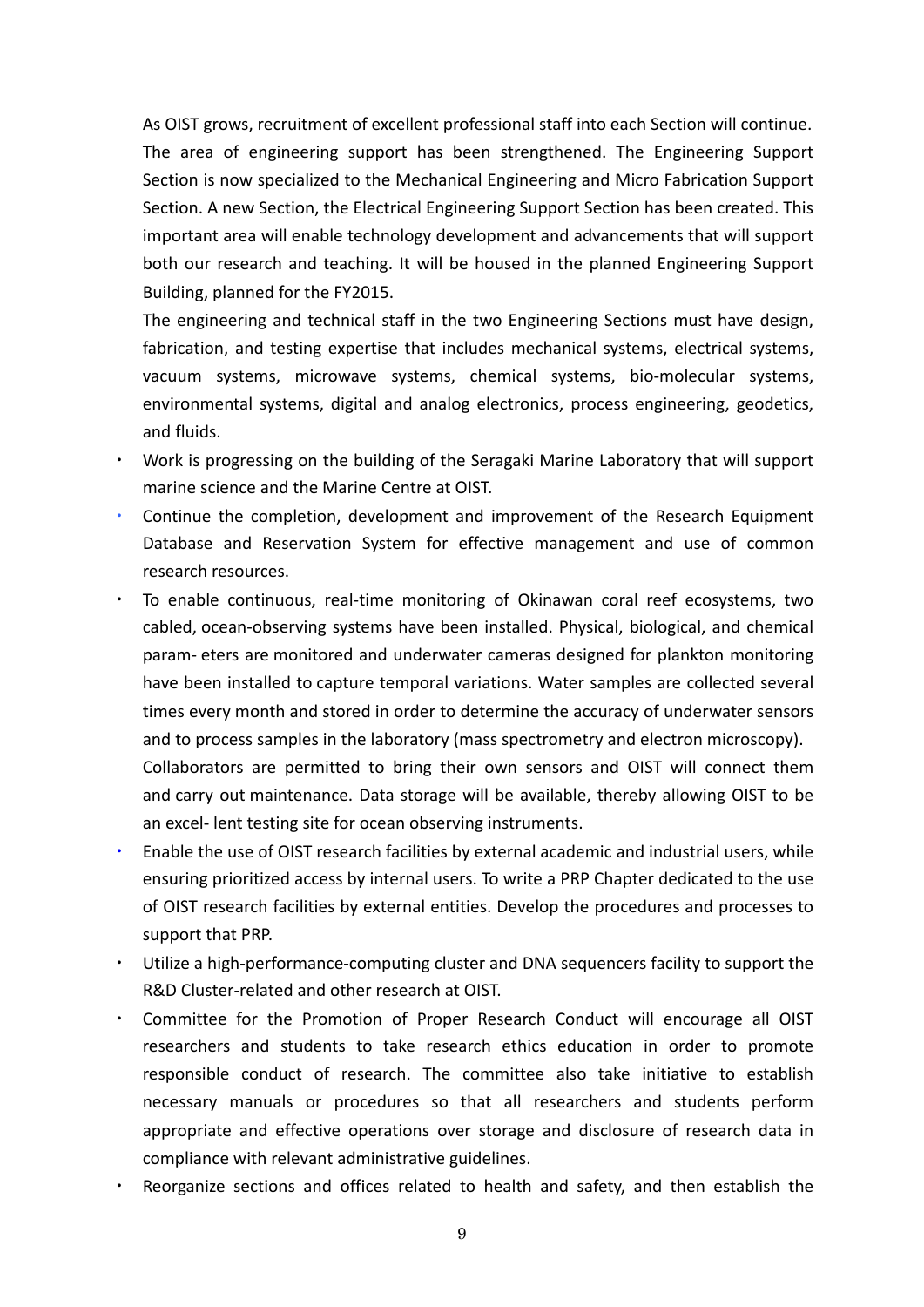As OIST grows, recruitment of excellent professional staff into each Section will continue. The area of engineering support has been strengthened. The Engineering Support Section is now specialized to the Mechanical Engineering and Micro Fabrication Support Section. A new Section, the Electrical Engineering Support Section has been created. This important area will enable technology development and advancements that will support both our research and teaching. It will be housed in the planned Engineering Support Building, planned for the FY2015.

The engineering and technical staff in the two Engineering Sections must have design, fabrication, and testing expertise that includes mechanical systems, electrical systems, vacuum systems, microwave systems, chemical systems, bio-molecular systems, environmental systems, digital and analog electronics, process engineering, geodetics, and fluids.

- Work is progressing on the building of the Seragaki Marine Laboratory that will support marine science and the Marine Centre at OIST.
- Continue the completion, development and improvement of the Research Equipment Database and Reservation System for effective management and use of common research resources.
- To enable continuous, real-time monitoring of Okinawan coral reef ecosystems, two cabled, ocean-observing systems have been installed. Physical, biological, and chemical param- eters are monitored and underwater cameras designed for plankton monitoring have been installed to capture temporal variations. Water samples are collected several times every month and stored in order to determine the accuracy of underwater sensors and to process samples in the laboratory (mass spectrometry and electron microscopy). Collaborators are permitted to bring their own sensors and OIST will connect them and carry out maintenance. Data storage will be available, thereby allowing OIST to be an excel- lent testing site for ocean observing instruments.
- Enable the use of OIST research facilities by external academic and industrial users, while ensuring prioritized access by internal users. To write a PRP Chapter dedicated to the use of OIST research facilities by external entities. Develop the procedures and processes to support that PRP.
- Utilize a high-performance-computing cluster and DNA sequencers facility to support the R&D Cluster-related and other research at OIST.
- Committee for the Promotion of Proper Research Conduct will encourage all OIST researchers and students to take research ethics education in order to promote responsible conduct of research. The committee also take initiative to establish necessary manuals or procedures so that all researchers and students perform appropriate and effective operations over storage and disclosure of research data in compliance with relevant administrative guidelines.
- Reorganize sections and offices related to health and safety, and then establish the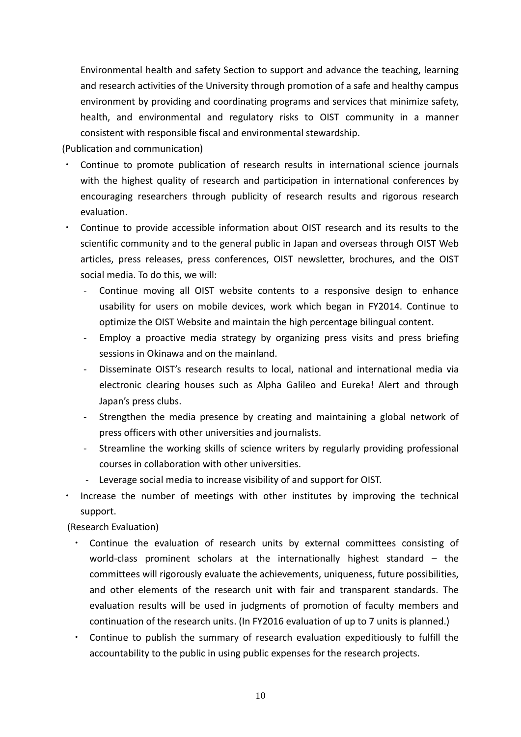Environmental health and safety Section to support and advance the teaching, learning and research activities of the University through promotion of a safe and healthy campus environment by providing and coordinating programs and services that minimize safety, health, and environmental and regulatory risks to OIST community in a manner consistent with responsible fiscal and environmental stewardship.

(Publication and communication)

- Continue to promote publication of research results in international science journals with the highest quality of research and participation in international conferences by encouraging researchers through publicity of research results and rigorous research evaluation.
- Continue to provide accessible information about OIST research and its results to the scientific community and to the general public in Japan and overseas through OIST Web articles, press releases, press conferences, OIST newsletter, brochures, and the OIST social media. To do this, we will:
  - Continue moving all OIST website contents to a responsive design to enhance usability for users on mobile devices, work which began in FY2014. Continue to optimize the OIST Website and maintain the high percentage bilingual content.
  - Employ a proactive media strategy by organizing press visits and press briefing sessions in Okinawa and on the mainland.
  - Disseminate OIST's research results to local, national and international media via electronic clearing houses such as Alpha Galileo and Eureka! Alert and through Japan's press clubs.
  - Strengthen the media presence by creating and maintaining a global network of press officers with other universities and journalists.
  - Streamline the working skills of science writers by regularly providing professional courses in collaboration with other universities.
  - Leverage social media to increase visibility of and support for OIST.
- Increase the number of meetings with other institutes by improving the technical support.

(Research Evaluation)

- Continue the evaluation of research units by external committees consisting of world-class prominent scholars at the internationally highest standard – the committees will rigorously evaluate the achievements, uniqueness, future possibilities, and other elements of the research unit with fair and transparent standards. The evaluation results will be used in judgments of promotion of faculty members and continuation of the research units. (In FY2016 evaluation of up to 7 units is planned.)
- Continue to publish the summary of research evaluation expeditiously to fulfill the accountability to the public in using public expenses for the research projects.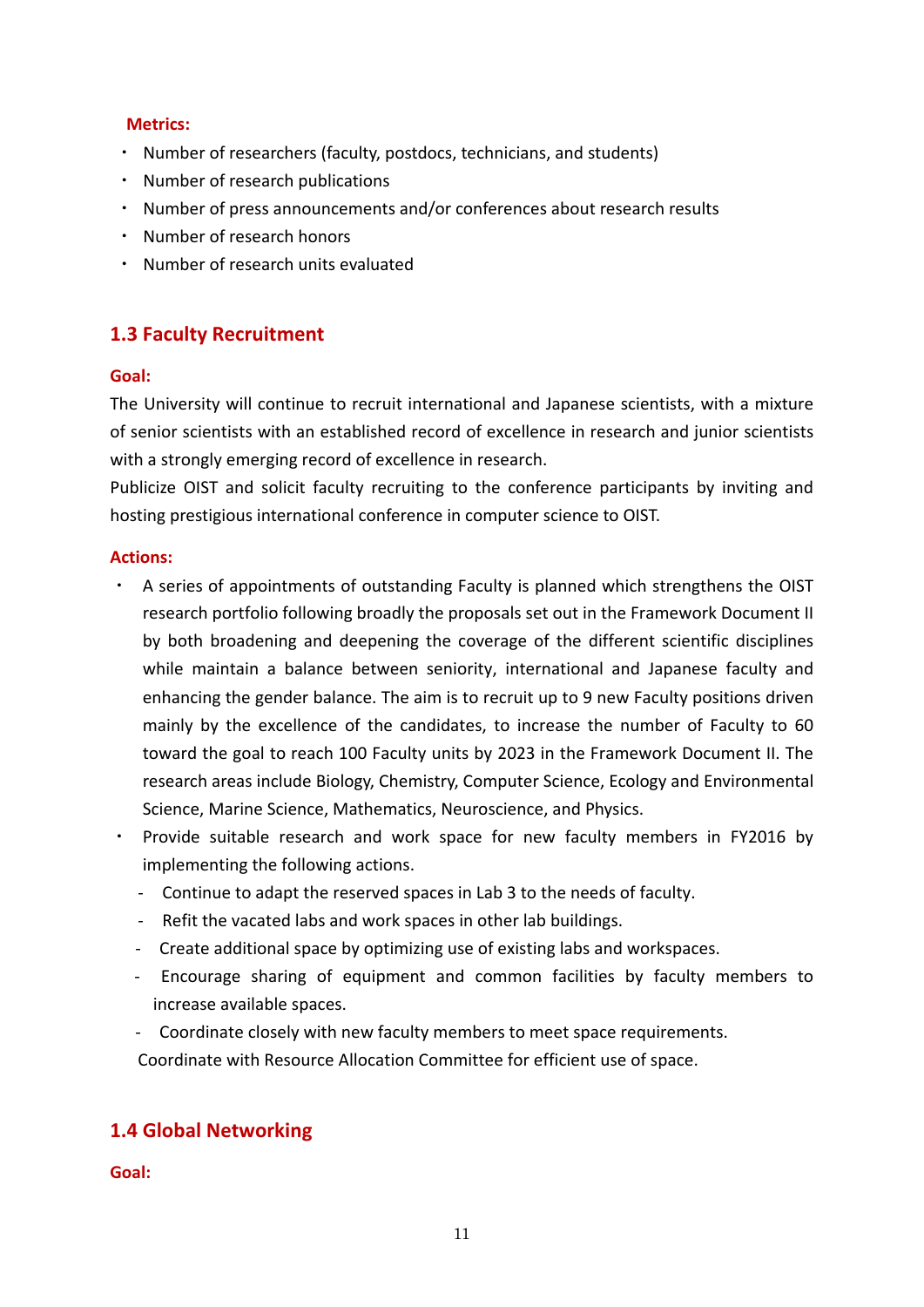**Metrics:**

- Number of researchers (faculty, postdocs, technicians, and students)
- Number of research publications
- Number of press announcements and/or conferences about research results
- Number of research honors
- Number of research units evaluated

## 1.3 Faculty Recruitment

**Goal:**

The University will continue to recruit international and Japanese scientists, with a mixture of senior scientists with an established record of excellence in research and junior scientists with a strongly emerging record of excellence in research.

Publicize OIST and solicit faculty recruiting to the conference participants by inviting and hosting prestigious international conference in computer science to OIST.

**Actions:**

- A series of appointments of outstanding Faculty is planned which strengthens the OIST research portfolio following broadly the proposals set out in the Framework Document II by both broadening and deepening the coverage of the different scientific disciplines while maintain a balance between seniority, international and Japanese faculty and enhancing the gender balance. The aim is to recruit up to 9 new Faculty positions driven mainly by the excellence of the candidates, to increase the number of Faculty to 60 toward the goal to reach 100 Faculty units by 2023 in the Framework Document II. The research areas include Biology, Chemistry, Computer Science, Ecology and Environmental Science, Marine Science, Mathematics, Neuroscience, and Physics.
- Provide suitable research and work space for new faculty members in FY2016 by implementing the following actions.
  - Continue to adapt the reserved spaces in Lab 3 to the needs of faculty.
  - Refit the vacated labs and work spaces in other lab buildings.
  - Create additional space by optimizing use of existing labs and workspaces.
  - Encourage sharing of equipment and common facilities by faculty members to increase available spaces.
  - Coordinate closely with new faculty members to meet space requirements.

  Coordinate with Resource Allocation Committee for efficient use of space.

## 1.4 Global Networking

**Goal:**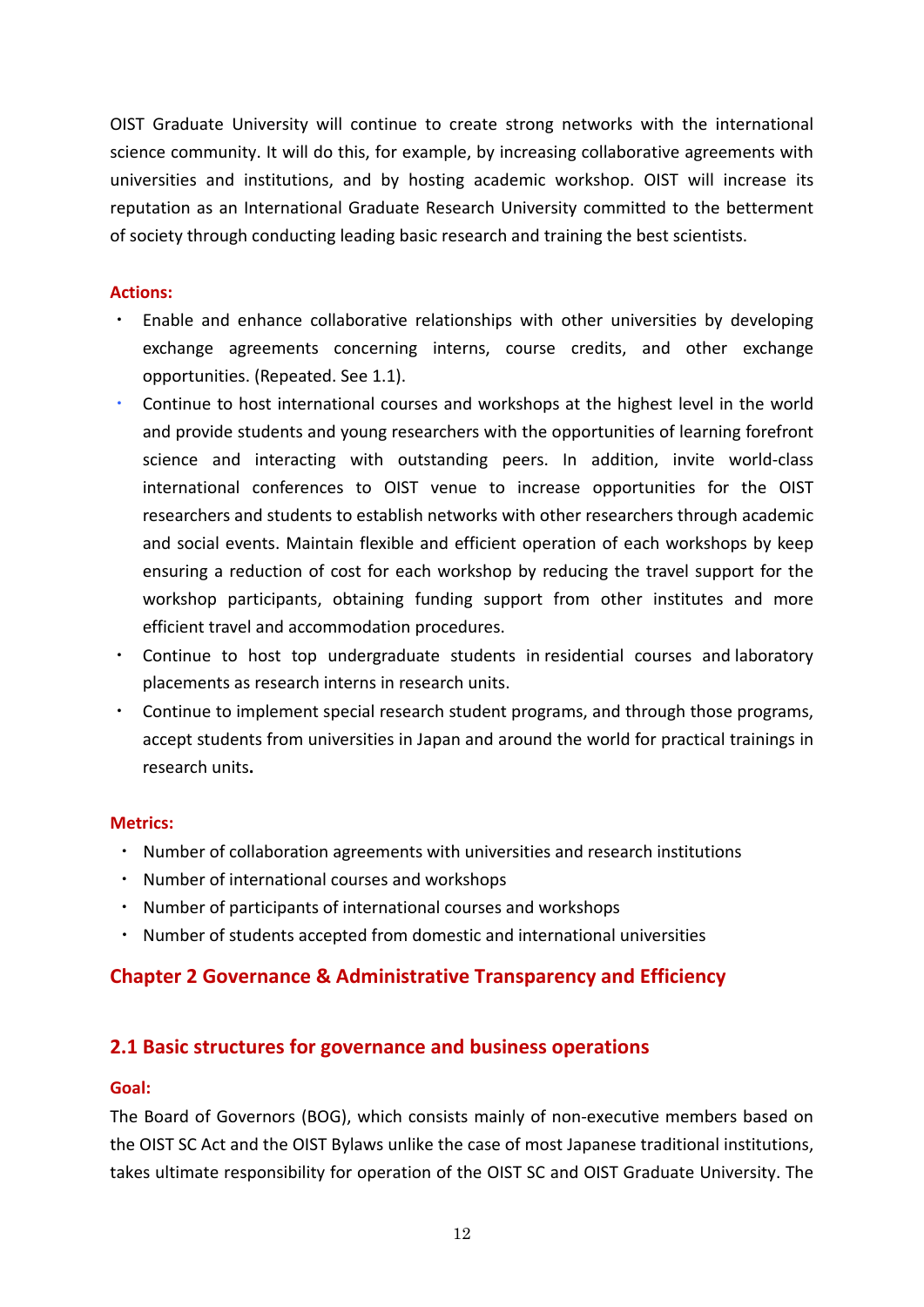OIST Graduate University will continue to create strong networks with the international science community. It will do this, for example, by increasing collaborative agreements with universities and institutions, and by hosting academic workshop. OIST will increase its reputation as an International Graduate Research University committed to the betterment of society through conducting leading basic research and training the best scientists.

**Actions:**

- Enable and enhance collaborative relationships with other universities by developing exchange agreements concerning interns, course credits, and other exchange opportunities. (Repeated. See 1.1).
- Continue to host international courses and workshops at the highest level in the world and provide students and young researchers with the opportunities of learning forefront science and interacting with outstanding peers. In addition, invite world-class international conferences to OIST venue to increase opportunities for the OIST researchers and students to establish networks with other researchers through academic and social events. Maintain flexible and efficient operation of each workshops by keep ensuring a reduction of cost for each workshop by reducing the travel support for the workshop participants, obtaining funding support from other institutes and more efficient travel and accommodation procedures.
- Continue to host top undergraduate students in residential courses and laboratory placements as research interns in research units.
- Continue to implement special research student programs, and through those programs, accept students from universities in Japan and around the world for practical trainings in research units**.**

**Metrics:**

- Number of collaboration agreements with universities and research institutions
- Number of international courses and workshops
- Number of participants of international courses and workshops
- Number of students accepted from domestic and international universities

## Chapter 2 Governance & Administrative Transparency and Efficiency

### 2.1 Basic structures for governance and business operations

**Goal:**

The Board of Governors (BOG), which consists mainly of non-executive members based on the OIST SC Act and the OIST Bylaws unlike the case of most Japanese traditional institutions, takes ultimate responsibility for operation of the OIST SC and OIST Graduate University. The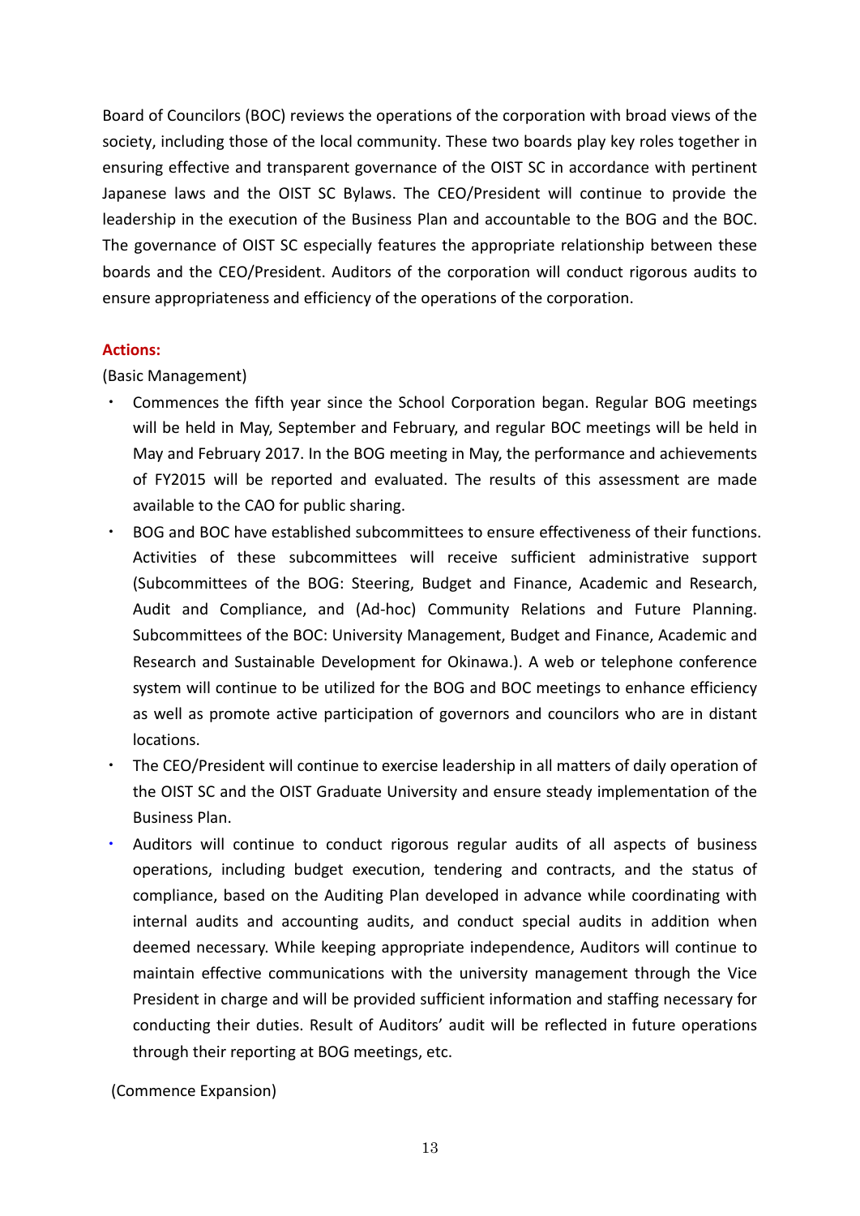Board of Councilors (BOC) reviews the operations of the corporation with broad views of the society, including those of the local community. These two boards play key roles together in ensuring effective and transparent governance of the OIST SC in accordance with pertinent Japanese laws and the OIST SC Bylaws. The CEO/President will continue to provide the leadership in the execution of the Business Plan and accountable to the BOG and the BOC. The governance of OIST SC especially features the appropriate relationship between these boards and the CEO/President. Auditors of the corporation will conduct rigorous audits to ensure appropriateness and efficiency of the operations of the corporation.

**Actions:**

(Basic Management)

- Commences the fifth year since the School Corporation began. Regular BOG meetings will be held in May, September and February, and regular BOC meetings will be held in May and February 2017. In the BOG meeting in May, the performance and achievements of FY2015 will be reported and evaluated. The results of this assessment are made available to the CAO for public sharing.
- BOG and BOC have established subcommittees to ensure effectiveness of their functions. Activities of these subcommittees will receive sufficient administrative support (Subcommittees of the BOG: Steering, Budget and Finance, Academic and Research, Audit and Compliance, and (Ad-hoc) Community Relations and Future Planning. Subcommittees of the BOC: University Management, Budget and Finance, Academic and Research and Sustainable Development for Okinawa.). A web or telephone conference system will continue to be utilized for the BOG and BOC meetings to enhance efficiency as well as promote active participation of governors and councilors who are in distant locations.
- The CEO/President will continue to exercise leadership in all matters of daily operation of the OIST SC and the OIST Graduate University and ensure steady implementation of the Business Plan.
- Auditors will continue to conduct rigorous regular audits of all aspects of business operations, including budget execution, tendering and contracts, and the status of compliance, based on the Auditing Plan developed in advance while coordinating with internal audits and accounting audits, and conduct special audits in addition when deemed necessary. While keeping appropriate independence, Auditors will continue to maintain effective communications with the university management through the Vice President in charge and will be provided sufficient information and staffing necessary for conducting their duties. Result of Auditors' audit will be reflected in future operations through their reporting at BOG meetings, etc.

(Commence Expansion)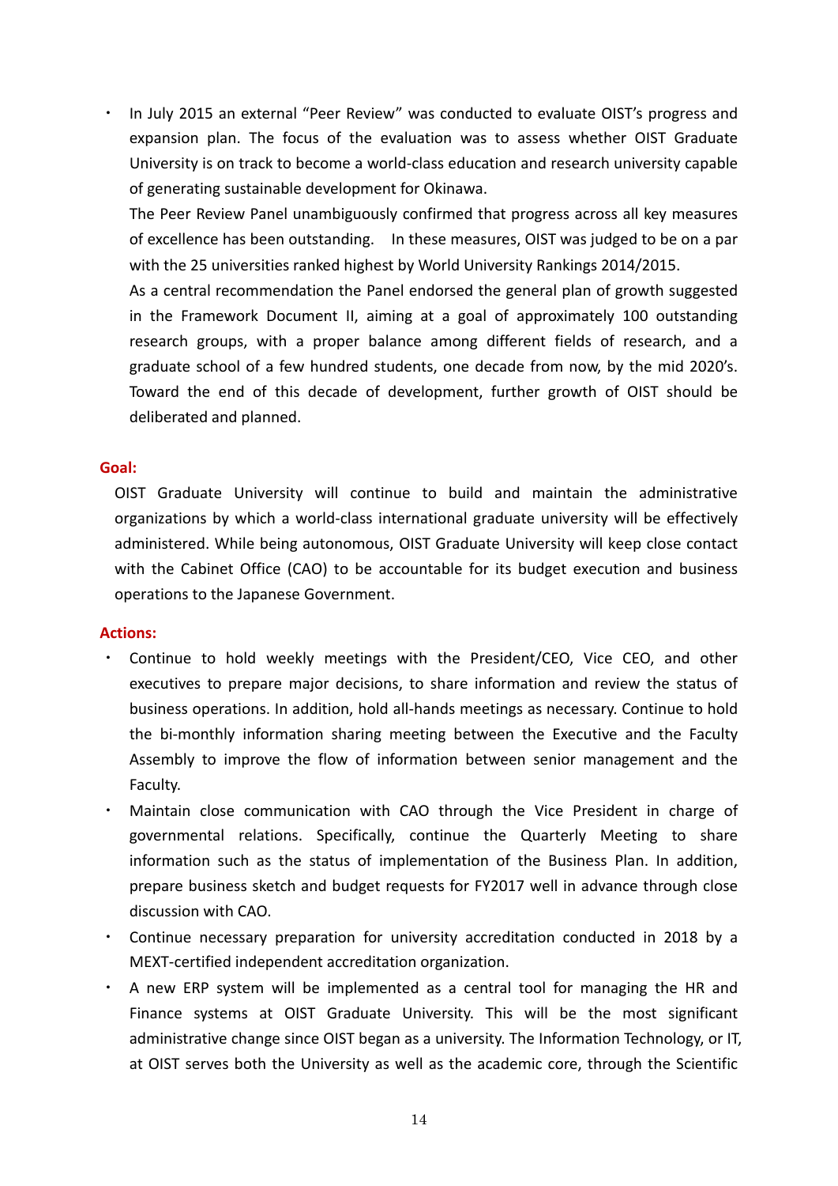- In July 2015 an external "Peer Review" was conducted to evaluate OIST's progress and expansion plan. The focus of the evaluation was to assess whether OIST Graduate University is on track to become a world-class education and research university capable of generating sustainable development for Okinawa.

  The Peer Review Panel unambiguously confirmed that progress across all key measures of excellence has been outstanding. In these measures, OIST was judged to be on a par with the 25 universities ranked highest by World University Rankings 2014/2015.

  As a central recommendation the Panel endorsed the general plan of growth suggested in the Framework Document II, aiming at a goal of approximately 100 outstanding research groups, with a proper balance among different fields of research, and a graduate school of a few hundred students, one decade from now, by the mid 2020's. Toward the end of this decade of development, further growth of OIST should be deliberated and planned.

**Goal:**

OIST Graduate University will continue to build and maintain the administrative organizations by which a world-class international graduate university will be effectively administered. While being autonomous, OIST Graduate University will keep close contact with the Cabinet Office (CAO) to be accountable for its budget execution and business operations to the Japanese Government.

**Actions:**

- Continue to hold weekly meetings with the President/CEO, Vice CEO, and other executives to prepare major decisions, to share information and review the status of business operations. In addition, hold all-hands meetings as necessary. Continue to hold the bi-monthly information sharing meeting between the Executive and the Faculty Assembly to improve the flow of information between senior management and the Faculty.
- Maintain close communication with CAO through the Vice President in charge of governmental relations. Specifically, continue the Quarterly Meeting to share information such as the status of implementation of the Business Plan. In addition, prepare business sketch and budget requests for FY2017 well in advance through close discussion with CAO.
- Continue necessary preparation for university accreditation conducted in 2018 by a MEXT-certified independent accreditation organization.
- A new ERP system will be implemented as a central tool for managing the HR and Finance systems at OIST Graduate University. This will be the most significant administrative change since OIST began as a university. The Information Technology, or IT, at OIST serves both the University as well as the academic core, through the Scientific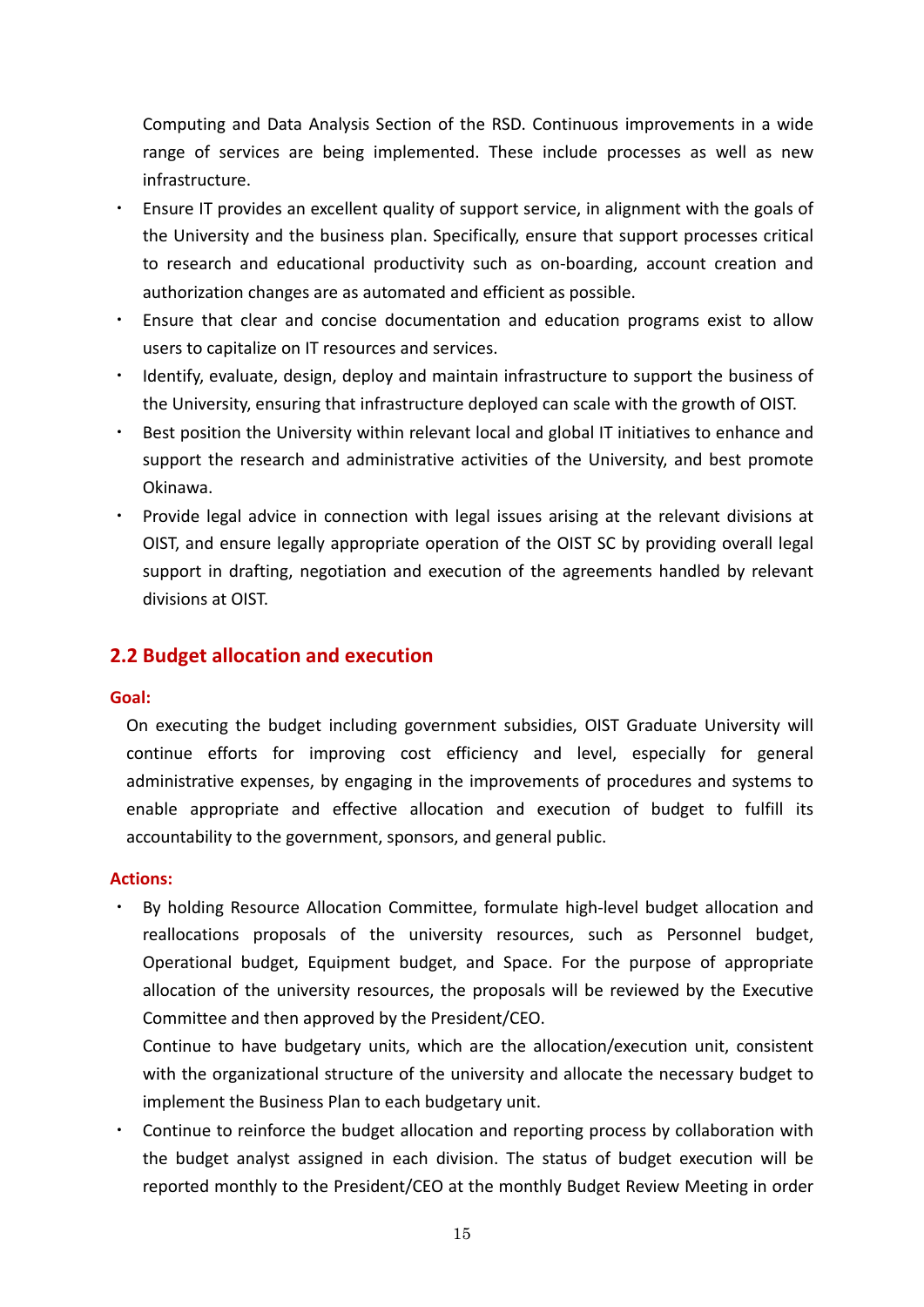Computing and Data Analysis Section of the RSD. Continuous improvements in a wide range of services are being implemented. These include processes as well as new infrastructure.

- Ensure IT provides an excellent quality of support service, in alignment with the goals of the University and the business plan. Specifically, ensure that support processes critical to research and educational productivity such as on-boarding, account creation and authorization changes are as automated and efficient as possible.
- Ensure that clear and concise documentation and education programs exist to allow users to capitalize on IT resources and services.
- Identify, evaluate, design, deploy and maintain infrastructure to support the business of the University, ensuring that infrastructure deployed can scale with the growth of OIST.
- Best position the University within relevant local and global IT initiatives to enhance and support the research and administrative activities of the University, and best promote Okinawa.
- Provide legal advice in connection with legal issues arising at the relevant divisions at OIST, and ensure legally appropriate operation of the OIST SC by providing overall legal support in drafting, negotiation and execution of the agreements handled by relevant divisions at OIST.

## 2.2 Budget allocation and execution

**Goal:**

On executing the budget including government subsidies, OIST Graduate University will continue efforts for improving cost efficiency and level, especially for general administrative expenses, by engaging in the improvements of procedures and systems to enable appropriate and effective allocation and execution of budget to fulfill its accountability to the government, sponsors, and general public.

**Actions:**

- By holding Resource Allocation Committee, formulate high-level budget allocation and reallocations proposals of the university resources, such as Personnel budget, Operational budget, Equipment budget, and Space. For the purpose of appropriate allocation of the university resources, the proposals will be reviewed by the Executive Committee and then approved by the President/CEO.

  Continue to have budgetary units, which are the allocation/execution unit, consistent with the organizational structure of the university and allocate the necessary budget to implement the Business Plan to each budgetary unit.
- Continue to reinforce the budget allocation and reporting process by collaboration with the budget analyst assigned in each division. The status of budget execution will be reported monthly to the President/CEO at the monthly Budget Review Meeting in order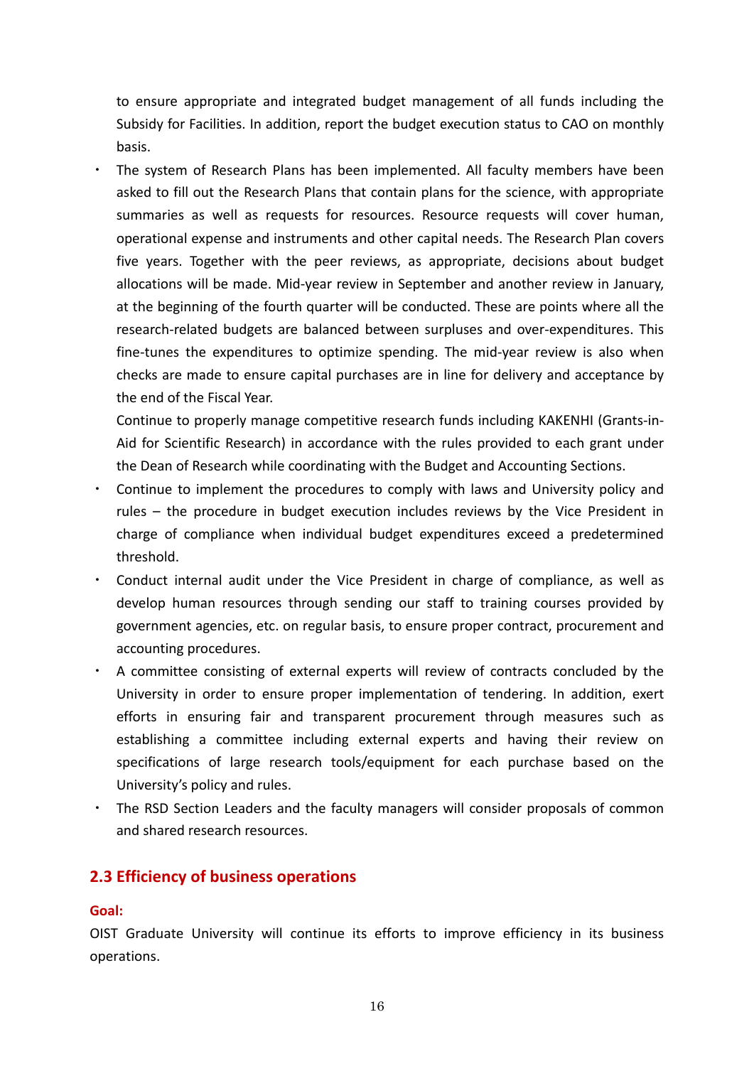to ensure appropriate and integrated budget management of all funds including the Subsidy for Facilities. In addition, report the budget execution status to CAO on monthly basis.

- The system of Research Plans has been implemented. All faculty members have been asked to fill out the Research Plans that contain plans for the science, with appropriate summaries as well as requests for resources. Resource requests will cover human, operational expense and instruments and other capital needs. The Research Plan covers five years. Together with the peer reviews, as appropriate, decisions about budget allocations will be made. Mid-year review in September and another review in January, at the beginning of the fourth quarter will be conducted. These are points where all the research-related budgets are balanced between surpluses and over-expenditures. This fine-tunes the expenditures to optimize spending. The mid-year review is also when checks are made to ensure capital purchases are in line for delivery and acceptance by the end of the Fiscal Year.

  Continue to properly manage competitive research funds including KAKENHI (Grants-in-Aid for Scientific Research) in accordance with the rules provided to each grant under the Dean of Research while coordinating with the Budget and Accounting Sections.
- Continue to implement the procedures to comply with laws and University policy and rules – the procedure in budget execution includes reviews by the Vice President in charge of compliance when individual budget expenditures exceed a predetermined threshold.
- Conduct internal audit under the Vice President in charge of compliance, as well as develop human resources through sending our staff to training courses provided by government agencies, etc. on regular basis, to ensure proper contract, procurement and accounting procedures.
- A committee consisting of external experts will review of contracts concluded by the University in order to ensure proper implementation of tendering. In addition, exert efforts in ensuring fair and transparent procurement through measures such as establishing a committee including external experts and having their review on specifications of large research tools/equipment for each purchase based on the University's policy and rules.
- The RSD Section Leaders and the faculty managers will consider proposals of common and shared research resources.

## 2.3 Efficiency of business operations

**Goal:**

OIST Graduate University will continue its efforts to improve efficiency in its business operations.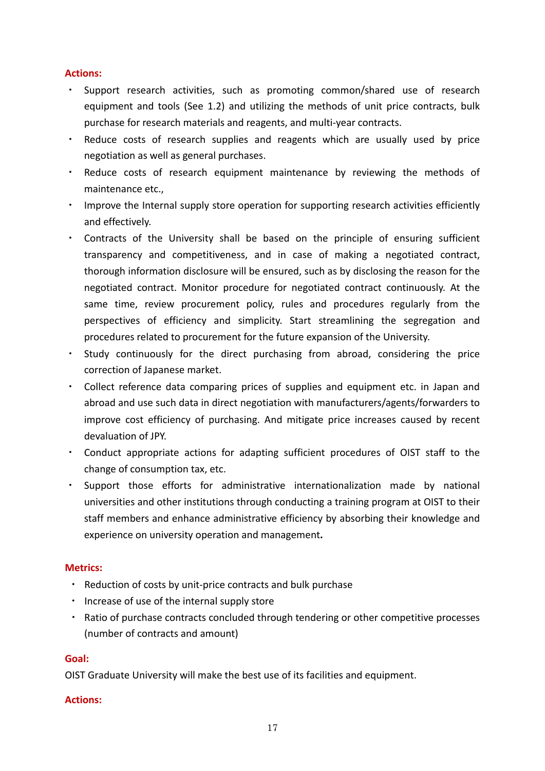**Actions:**

- Support research activities, such as promoting common/shared use of research equipment and tools (See 1.2) and utilizing the methods of unit price contracts, bulk purchase for research materials and reagents, and multi-year contracts.
- Reduce costs of research supplies and reagents which are usually used by price negotiation as well as general purchases.
- Reduce costs of research equipment maintenance by reviewing the methods of maintenance etc.,
- Improve the Internal supply store operation for supporting research activities efficiently and effectively.
- Contracts of the University shall be based on the principle of ensuring sufficient transparency and competitiveness, and in case of making a negotiated contract, thorough information disclosure will be ensured, such as by disclosing the reason for the negotiated contract. Monitor procedure for negotiated contract continuously. At the same time, review procurement policy, rules and procedures regularly from the perspectives of efficiency and simplicity. Start streamlining the segregation and procedures related to procurement for the future expansion of the University.
- Study continuously for the direct purchasing from abroad, considering the price correction of Japanese market.
- Collect reference data comparing prices of supplies and equipment etc. in Japan and abroad and use such data in direct negotiation with manufacturers/agents/forwarders to improve cost efficiency of purchasing. And mitigate price increases caused by recent devaluation of JPY.
- Conduct appropriate actions for adapting sufficient procedures of OIST staff to the change of consumption tax, etc.
- Support those efforts for administrative internationalization made by national universities and other institutions through conducting a training program at OIST to their staff members and enhance administrative efficiency by absorbing their knowledge and experience on university operation and management**.**

**Metrics:**

- Reduction of costs by unit-price contracts and bulk purchase
- Increase of use of the internal supply store
- Ratio of purchase contracts concluded through tendering or other competitive processes (number of contracts and amount)

**Goal:**

OIST Graduate University will make the best use of its facilities and equipment.

**Actions:**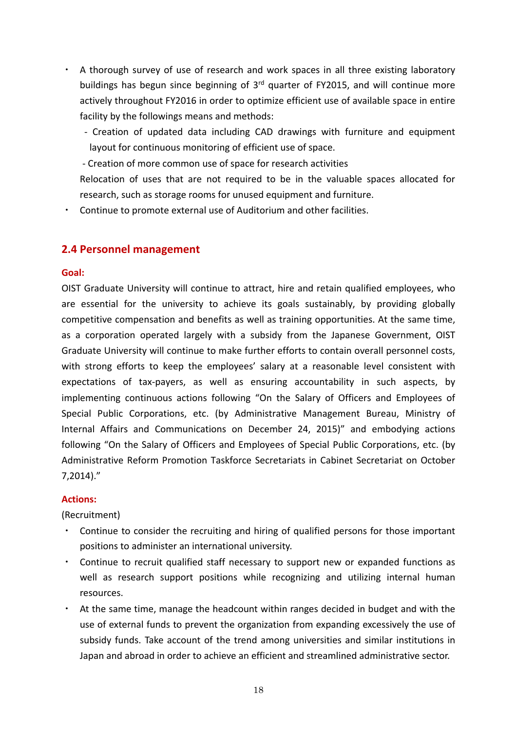- A thorough survey of use of research and work spaces in all three existing laboratory buildings has begun since beginning of 3rd quarter of FY2015, and will continue more actively throughout FY2016 in order to optimize efficient use of available space in entire facility by the followings means and methods:
  - Creation of updated data including CAD drawings with furniture and equipment layout for continuous monitoring of efficient use of space.
  - Creation of more common use of space for research activities

  Relocation of uses that are not required to be in the valuable spaces allocated for research, such as storage rooms for unused equipment and furniture.
- Continue to promote external use of Auditorium and other facilities.

## 2.4 Personnel management

**Goal:**

OIST Graduate University will continue to attract, hire and retain qualified employees, who are essential for the university to achieve its goals sustainably, by providing globally competitive compensation and benefits as well as training opportunities. At the same time, as a corporation operated largely with a subsidy from the Japanese Government, OIST Graduate University will continue to make further efforts to contain overall personnel costs, with strong efforts to keep the employees' salary at a reasonable level consistent with expectations of tax-payers, as well as ensuring accountability in such aspects, by implementing continuous actions following "On the Salary of Officers and Employees of Special Public Corporations, etc. (by Administrative Management Bureau, Ministry of Internal Affairs and Communications on December 24, 2015)" and embodying actions following "On the Salary of Officers and Employees of Special Public Corporations, etc. (by Administrative Reform Promotion Taskforce Secretariats in Cabinet Secretariat on October 7,2014)."

**Actions:**

(Recruitment)

- Continue to consider the recruiting and hiring of qualified persons for those important positions to administer an international university.
- Continue to recruit qualified staff necessary to support new or expanded functions as well as research support positions while recognizing and utilizing internal human resources.
- At the same time, manage the headcount within ranges decided in budget and with the use of external funds to prevent the organization from expanding excessively the use of subsidy funds. Take account of the trend among universities and similar institutions in Japan and abroad in order to achieve an efficient and streamlined administrative sector.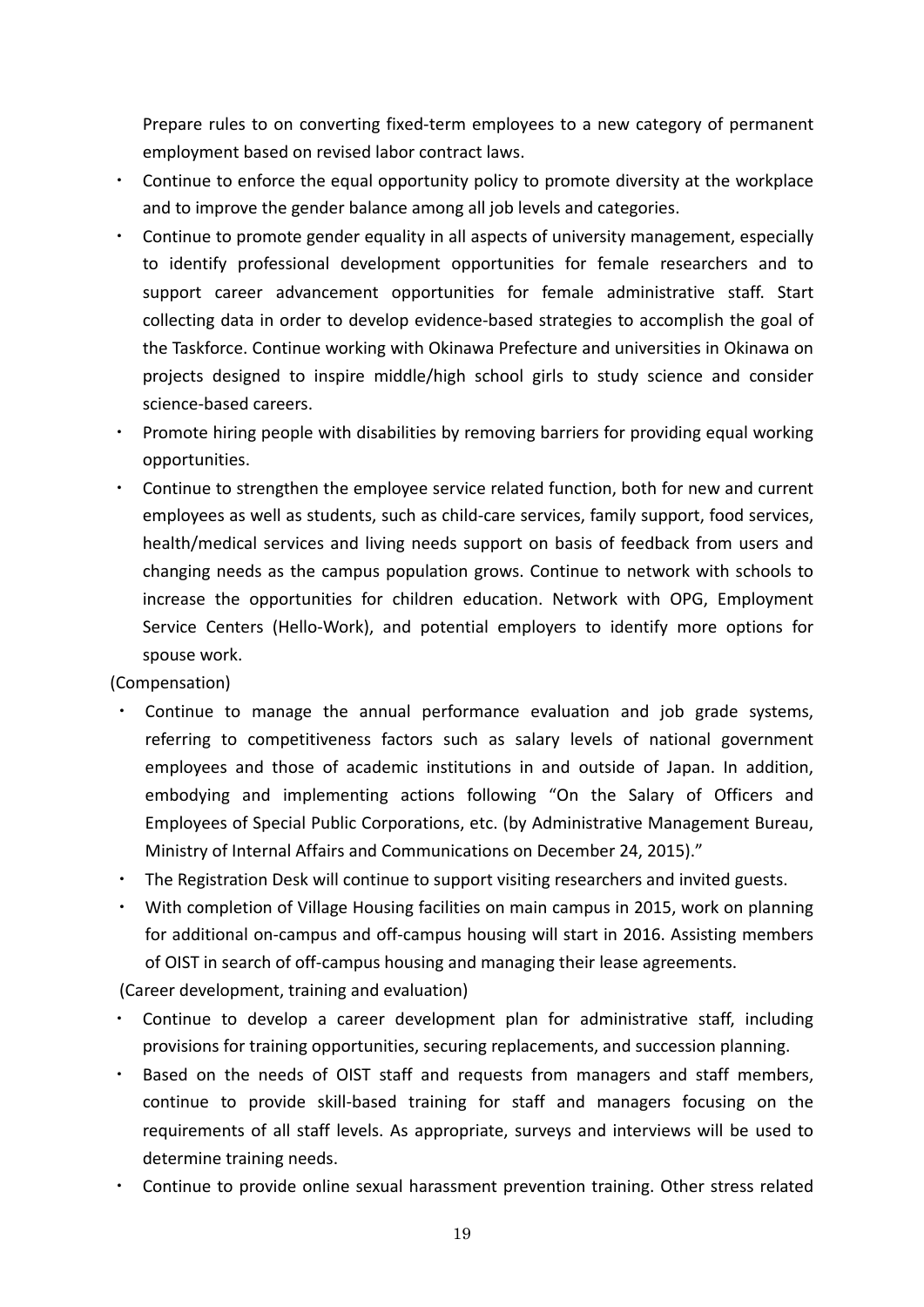Prepare rules to on converting fixed-term employees to a new category of permanent employment based on revised labor contract laws.

- Continue to enforce the equal opportunity policy to promote diversity at the workplace and to improve the gender balance among all job levels and categories.
- Continue to promote gender equality in all aspects of university management, especially to identify professional development opportunities for female researchers and to support career advancement opportunities for female administrative staff. Start collecting data in order to develop evidence-based strategies to accomplish the goal of the Taskforce. Continue working with Okinawa Prefecture and universities in Okinawa on projects designed to inspire middle/high school girls to study science and consider science-based careers.
- Promote hiring people with disabilities by removing barriers for providing equal working opportunities.
- Continue to strengthen the employee service related function, both for new and current employees as well as students, such as child-care services, family support, food services, health/medical services and living needs support on basis of feedback from users and changing needs as the campus population grows. Continue to network with schools to increase the opportunities for children education. Network with OPG, Employment Service Centers (Hello-Work), and potential employers to identify more options for spouse work.

(Compensation)

- Continue to manage the annual performance evaluation and job grade systems, referring to competitiveness factors such as salary levels of national government employees and those of academic institutions in and outside of Japan. In addition, embodying and implementing actions following “On the Salary of Officers and Employees of Special Public Corporations, etc. (by Administrative Management Bureau, Ministry of Internal Affairs and Communications on December 24, 2015).”
- The Registration Desk will continue to support visiting researchers and invited guests.
- With completion of Village Housing facilities on main campus in 2015, work on planning for additional on-campus and off-campus housing will start in 2016. Assisting members of OIST in search of off-campus housing and managing their lease agreements.

(Career development, training and evaluation)

- Continue to develop a career development plan for administrative staff, including provisions for training opportunities, securing replacements, and succession planning.
- Based on the needs of OIST staff and requests from managers and staff members, continue to provide skill-based training for staff and managers focusing on the requirements of all staff levels. As appropriate, surveys and interviews will be used to determine training needs.
- Continue to provide online sexual harassment prevention training. Other stress related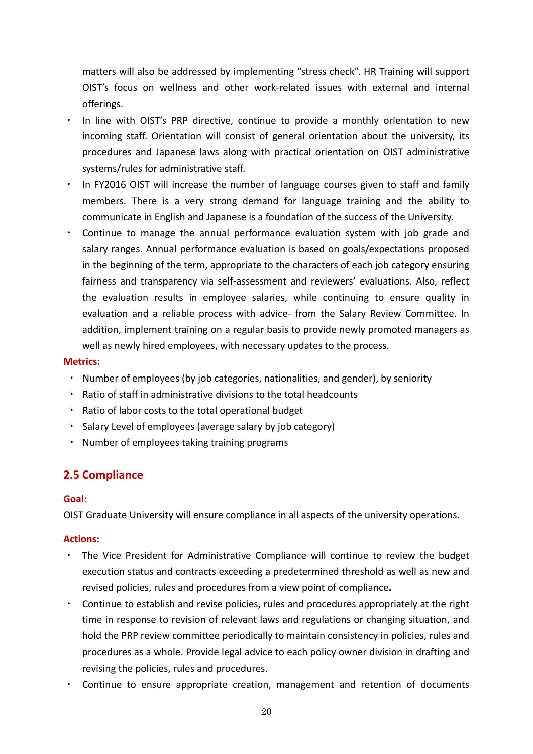matters will also be addressed by implementing “stress check”. HR Training will support OIST’s focus on wellness and other work-related issues with external and internal offerings.

- In line with OIST’s PRP directive, continue to provide a monthly orientation to new incoming staff. Orientation will consist of general orientation about the university, its procedures and Japanese laws along with practical orientation on OIST administrative systems/rules for administrative staff.
- In FY2016 OIST will increase the number of language courses given to staff and family members. There is a very strong demand for language training and the ability to communicate in English and Japanese is a foundation of the success of the University.
- Continue to manage the annual performance evaluation system with job grade and salary ranges. Annual performance evaluation is based on goals/expectations proposed in the beginning of the term, appropriate to the characters of each job category ensuring fairness and transparency via self-assessment and reviewers’ evaluations. Also, reflect the evaluation results in employee salaries, while continuing to ensure quality in evaluation and a reliable process with advice- from the Salary Review Committee. In addition, implement training on a regular basis to provide newly promoted managers as well as newly hired employees, with necessary updates to the process.

**Metrics:**

- Number of employees (by job categories, nationalities, and gender), by seniority
- Ratio of staff in administrative divisions to the total headcounts
- Ratio of labor costs to the total operational budget
- Salary Level of employees (average salary by job category)
- Number of employees taking training programs

## 2.5 Compliance

**Goal:**

OIST Graduate University will ensure compliance in all aspects of the university operations.

**Actions:**

- The Vice President for Administrative Compliance will continue to review the budget execution status and contracts exceeding a predetermined threshold as well as new and revised policies, rules and procedures from a view point of compliance**.**
- Continue to establish and revise policies, rules and procedures appropriately at the right time in response to revision of relevant laws and regulations or changing situation, and hold the PRP review committee periodically to maintain consistency in policies, rules and procedures as a whole. Provide legal advice to each policy owner division in drafting and revising the policies, rules and procedures.
- Continue to ensure appropriate creation, management and retention of documents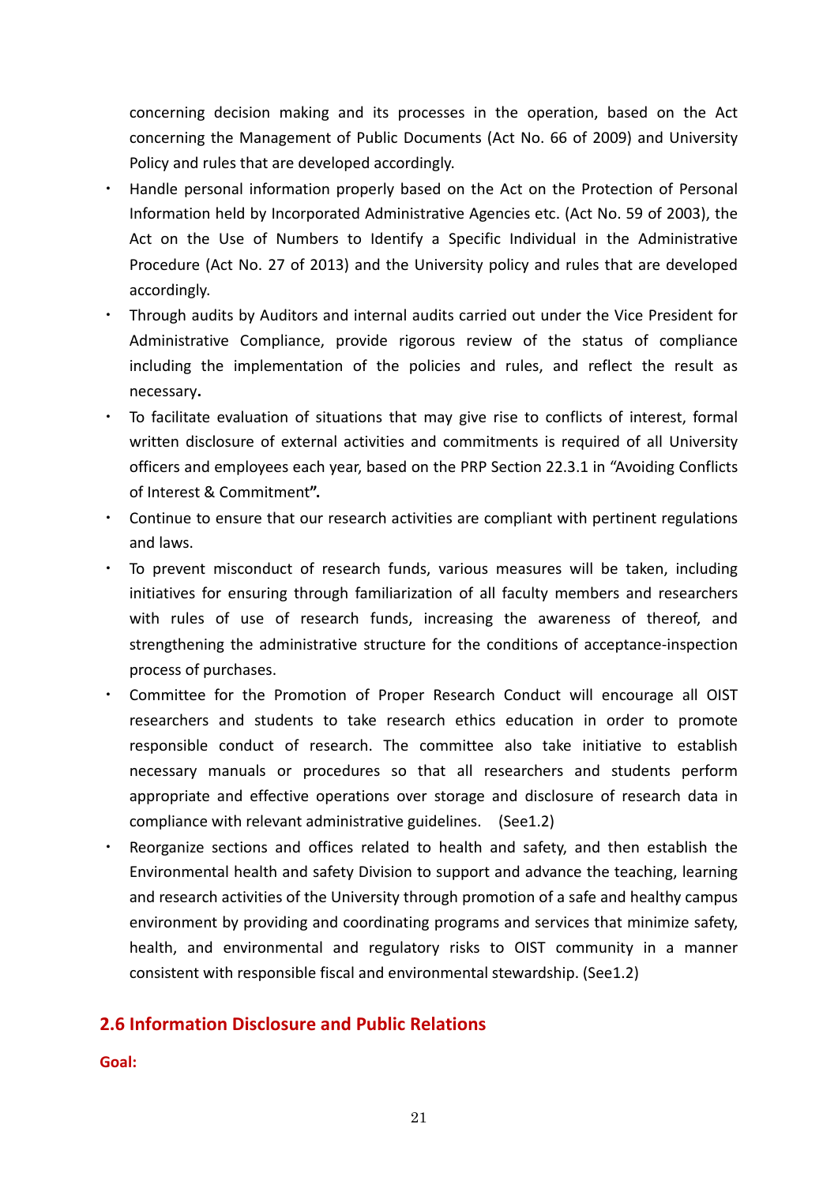concerning decision making and its processes in the operation, based on the Act concerning the Management of Public Documents (Act No. 66 of 2009) and University Policy and rules that are developed accordingly.

- Handle personal information properly based on the Act on the Protection of Personal Information held by Incorporated Administrative Agencies etc. (Act No. 59 of 2003), the Act on the Use of Numbers to Identify a Specific Individual in the Administrative Procedure (Act No. 27 of 2013) and the University policy and rules that are developed accordingly.
- Through audits by Auditors and internal audits carried out under the Vice President for Administrative Compliance, provide rigorous review of the status of compliance including the implementation of the policies and rules, and reflect the result as necessary**.**
- To facilitate evaluation of situations that may give rise to conflicts of interest, formal written disclosure of external activities and commitments is required of all University officers and employees each year, based on the PRP Section 22.3.1 in "Avoiding Conflicts of Interest & Commitment**".**
- Continue to ensure that our research activities are compliant with pertinent regulations and laws.
- To prevent misconduct of research funds, various measures will be taken, including initiatives for ensuring through familiarization of all faculty members and researchers with rules of use of research funds, increasing the awareness of thereof, and strengthening the administrative structure for the conditions of acceptance-inspection process of purchases.
- Committee for the Promotion of Proper Research Conduct will encourage all OIST researchers and students to take research ethics education in order to promote responsible conduct of research. The committee also take initiative to establish necessary manuals or procedures so that all researchers and students perform appropriate and effective operations over storage and disclosure of research data in compliance with relevant administrative guidelines. (See1.2)
- Reorganize sections and offices related to health and safety, and then establish the Environmental health and safety Division to support and advance the teaching, learning and research activities of the University through promotion of a safe and healthy campus environment by providing and coordinating programs and services that minimize safety, health, and environmental and regulatory risks to OIST community in a manner consistent with responsible fiscal and environmental stewardship. (See1.2)

## 2.6 Information Disclosure and Public Relations

**Goal:**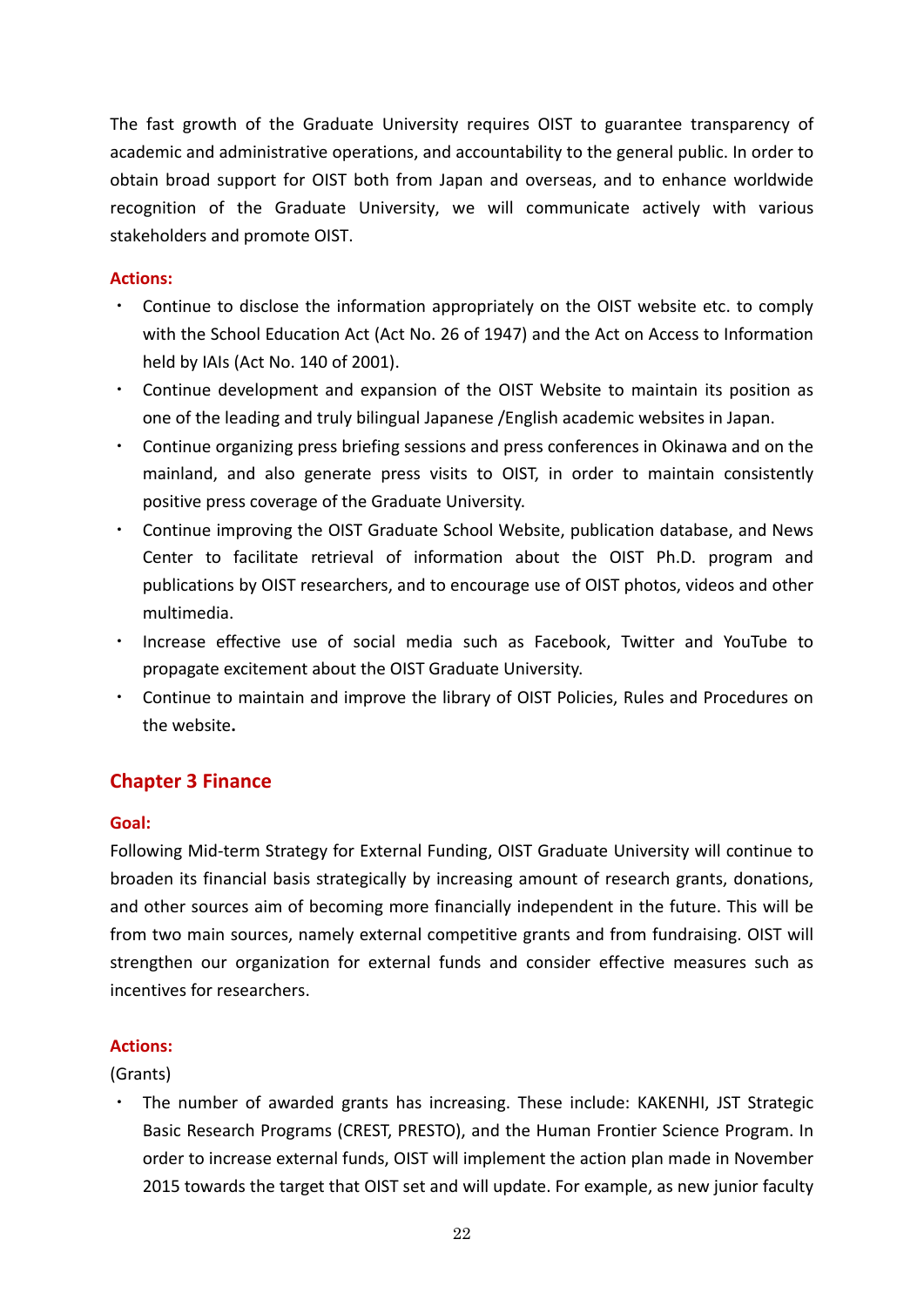The fast growth of the Graduate University requires OIST to guarantee transparency of academic and administrative operations, and accountability to the general public. In order to obtain broad support for OIST both from Japan and overseas, and to enhance worldwide recognition of the Graduate University, we will communicate actively with various stakeholders and promote OIST.

**Actions:**

- Continue to disclose the information appropriately on the OIST website etc. to comply with the School Education Act (Act No. 26 of 1947) and the Act on Access to Information held by IAIs (Act No. 140 of 2001).
- Continue development and expansion of the OIST Website to maintain its position as one of the leading and truly bilingual Japanese /English academic websites in Japan.
- Continue organizing press briefing sessions and press conferences in Okinawa and on the mainland, and also generate press visits to OIST, in order to maintain consistently positive press coverage of the Graduate University.
- Continue improving the OIST Graduate School Website, publication database, and News Center to facilitate retrieval of information about the OIST Ph.D. program and publications by OIST researchers, and to encourage use of OIST photos, videos and other multimedia.
- Increase effective use of social media such as Facebook, Twitter and YouTube to propagate excitement about the OIST Graduate University.
- Continue to maintain and improve the library of OIST Policies, Rules and Procedures on the website**.**

## Chapter 3 Finance

**Goal:**

Following Mid-term Strategy for External Funding, OIST Graduate University will continue to broaden its financial basis strategically by increasing amount of research grants, donations, and other sources aim of becoming more financially independent in the future. This will be from two main sources, namely external competitive grants and from fundraising. OIST will strengthen our organization for external funds and consider effective measures such as incentives for researchers.

**Actions:**

(Grants)

- The number of awarded grants has increasing. These include: KAKENHI, JST Strategic Basic Research Programs (CREST, PRESTO), and the Human Frontier Science Program. In order to increase external funds, OIST will implement the action plan made in November 2015 towards the target that OIST set and will update. For example, as new junior faculty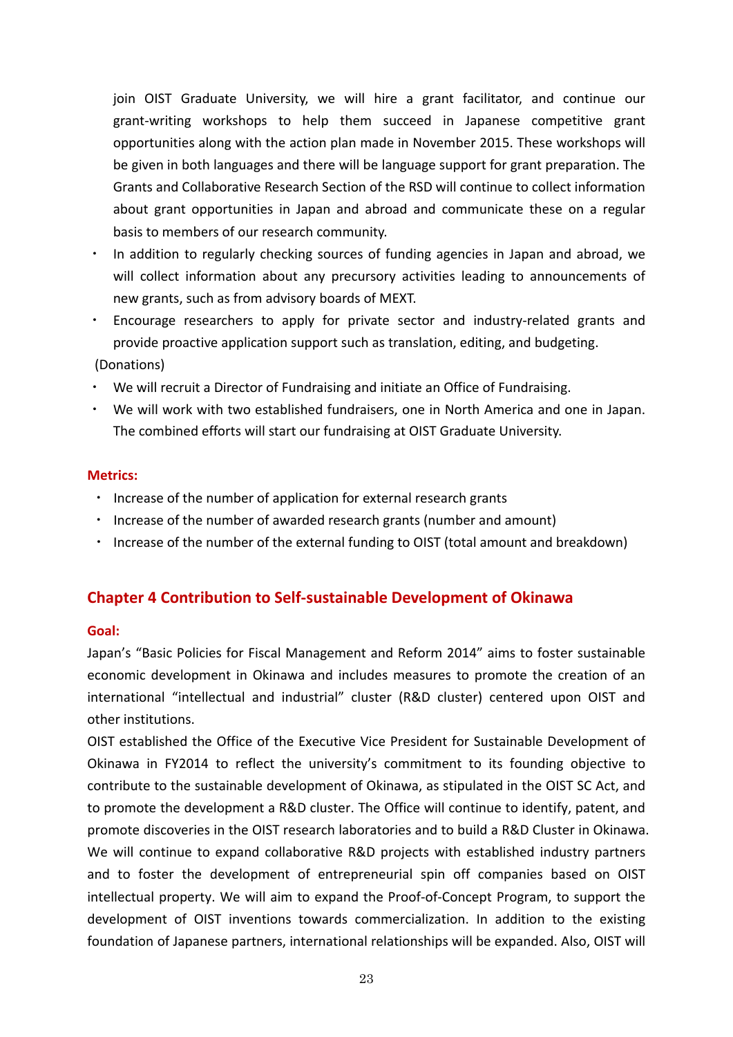join OIST Graduate University, we will hire a grant facilitator, and continue our grant-writing workshops to help them succeed in Japanese competitive grant opportunities along with the action plan made in November 2015. These workshops will be given in both languages and there will be language support for grant preparation. The Grants and Collaborative Research Section of the RSD will continue to collect information about grant opportunities in Japan and abroad and communicate these on a regular basis to members of our research community.

- In addition to regularly checking sources of funding agencies in Japan and abroad, we will collect information about any precursory activities leading to announcements of new grants, such as from advisory boards of MEXT.
- Encourage researchers to apply for private sector and industry-related grants and provide proactive application support such as translation, editing, and budgeting.

(Donations)

- We will recruit a Director of Fundraising and initiate an Office of Fundraising.
- We will work with two established fundraisers, one in North America and one in Japan. The combined efforts will start our fundraising at OIST Graduate University.

**Metrics:**

- Increase of the number of application for external research grants
- Increase of the number of awarded research grants (number and amount)
- Increase of the number of the external funding to OIST (total amount and breakdown)

## Chapter 4 Contribution to Self-sustainable Development of Okinawa

**Goal:**

Japan's "Basic Policies for Fiscal Management and Reform 2014" aims to foster sustainable economic development in Okinawa and includes measures to promote the creation of an international "intellectual and industrial" cluster (R&D cluster) centered upon OIST and other institutions.

OIST established the Office of the Executive Vice President for Sustainable Development of Okinawa in FY2014 to reflect the university's commitment to its founding objective to contribute to the sustainable development of Okinawa, as stipulated in the OIST SC Act, and to promote the development a R&D cluster. The Office will continue to identify, patent, and promote discoveries in the OIST research laboratories and to build a R&D Cluster in Okinawa. We will continue to expand collaborative R&D projects with established industry partners and to foster the development of entrepreneurial spin off companies based on OIST intellectual property. We will aim to expand the Proof-of-Concept Program, to support the development of OIST inventions towards commercialization. In addition to the existing foundation of Japanese partners, international relationships will be expanded. Also, OIST will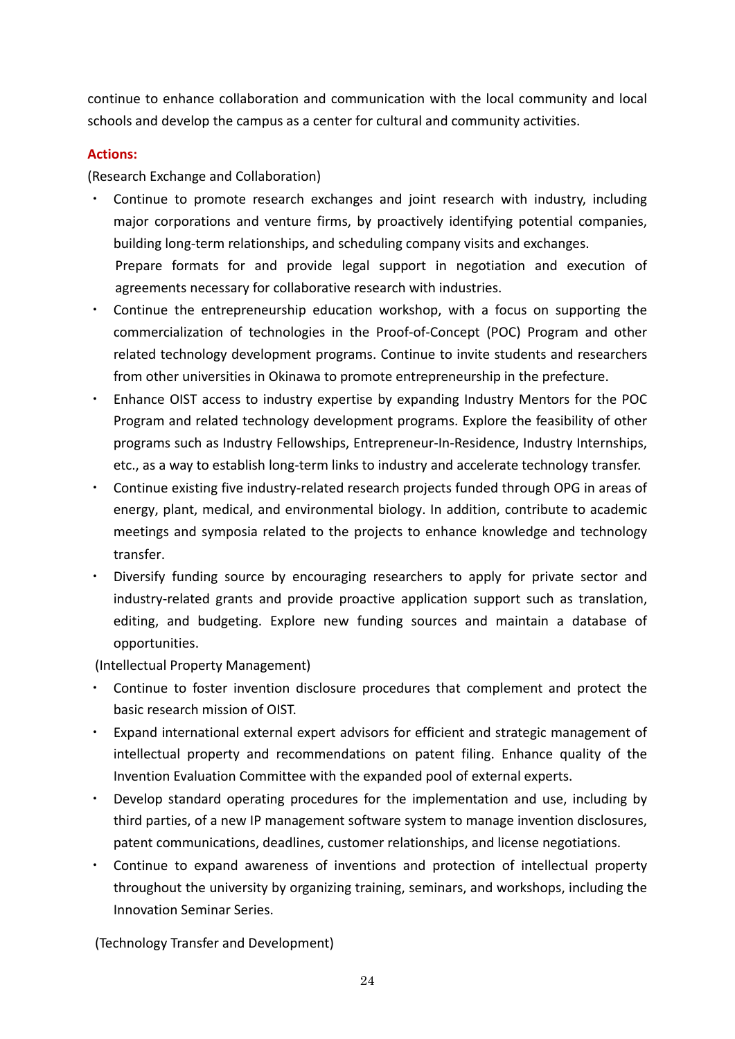continue to enhance collaboration and communication with the local community and local schools and develop the campus as a center for cultural and community activities.

**Actions:**

(Research Exchange and Collaboration)

- Continue to promote research exchanges and joint research with industry, including major corporations and venture firms, by proactively identifying potential companies, building long-term relationships, and scheduling company visits and exchanges.
  Prepare formats for and provide legal support in negotiation and execution of agreements necessary for collaborative research with industries.
- Continue the entrepreneurship education workshop, with a focus on supporting the commercialization of technologies in the Proof-of-Concept (POC) Program and other related technology development programs. Continue to invite students and researchers from other universities in Okinawa to promote entrepreneurship in the prefecture.
- Enhance OIST access to industry expertise by expanding Industry Mentors for the POC Program and related technology development programs. Explore the feasibility of other programs such as Industry Fellowships, Entrepreneur-In-Residence, Industry Internships, etc., as a way to establish long-term links to industry and accelerate technology transfer.
- Continue existing five industry-related research projects funded through OPG in areas of energy, plant, medical, and environmental biology. In addition, contribute to academic meetings and symposia related to the projects to enhance knowledge and technology transfer.
- Diversify funding source by encouraging researchers to apply for private sector and industry-related grants and provide proactive application support such as translation, editing, and budgeting. Explore new funding sources and maintain a database of opportunities.

(Intellectual Property Management)

- Continue to foster invention disclosure procedures that complement and protect the basic research mission of OIST.
- Expand international external expert advisors for efficient and strategic management of intellectual property and recommendations on patent filing. Enhance quality of the Invention Evaluation Committee with the expanded pool of external experts.
- Develop standard operating procedures for the implementation and use, including by third parties, of a new IP management software system to manage invention disclosures, patent communications, deadlines, customer relationships, and license negotiations.
- Continue to expand awareness of inventions and protection of intellectual property throughout the university by organizing training, seminars, and workshops, including the Innovation Seminar Series.

(Technology Transfer and Development)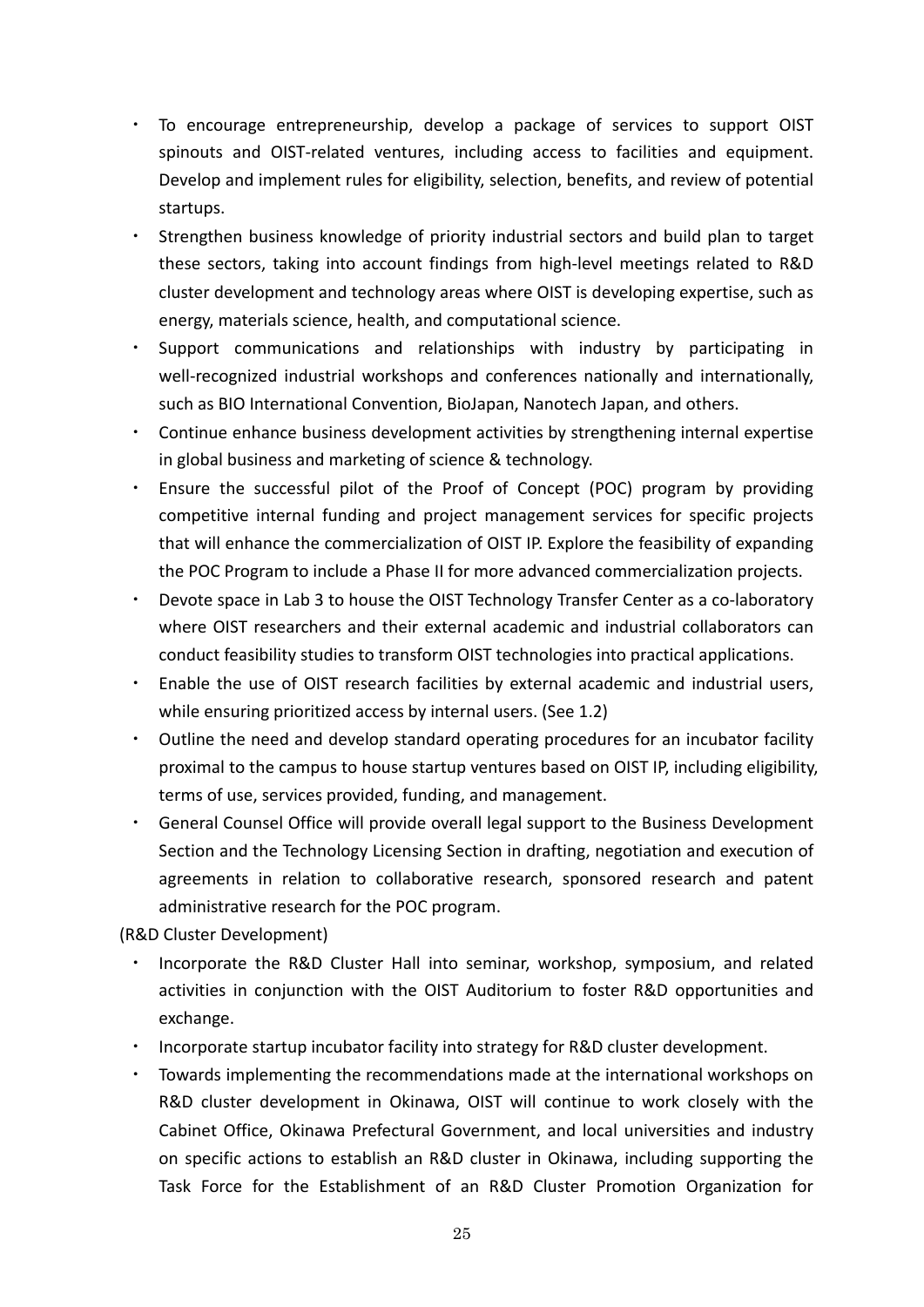- To encourage entrepreneurship, develop a package of services to support OIST spinouts and OIST-related ventures, including access to facilities and equipment. Develop and implement rules for eligibility, selection, benefits, and review of potential startups.
- Strengthen business knowledge of priority industrial sectors and build plan to target these sectors, taking into account findings from high-level meetings related to R&D cluster development and technology areas where OIST is developing expertise, such as energy, materials science, health, and computational science.
- Support communications and relationships with industry by participating in well-recognized industrial workshops and conferences nationally and internationally, such as BIO International Convention, BioJapan, Nanotech Japan, and others.
- Continue enhance business development activities by strengthening internal expertise in global business and marketing of science & technology.
- Ensure the successful pilot of the Proof of Concept (POC) program by providing competitive internal funding and project management services for specific projects that will enhance the commercialization of OIST IP. Explore the feasibility of expanding the POC Program to include a Phase II for more advanced commercialization projects.
- Devote space in Lab 3 to house the OIST Technology Transfer Center as a co-laboratory where OIST researchers and their external academic and industrial collaborators can conduct feasibility studies to transform OIST technologies into practical applications.
- Enable the use of OIST research facilities by external academic and industrial users, while ensuring prioritized access by internal users. (See 1.2)
- Outline the need and develop standard operating procedures for an incubator facility proximal to the campus to house startup ventures based on OIST IP, including eligibility, terms of use, services provided, funding, and management.
- General Counsel Office will provide overall legal support to the Business Development Section and the Technology Licensing Section in drafting, negotiation and execution of agreements in relation to collaborative research, sponsored research and patent administrative research for the POC program.

(R&D Cluster Development)

- Incorporate the R&D Cluster Hall into seminar, workshop, symposium, and related activities in conjunction with the OIST Auditorium to foster R&D opportunities and exchange.
- Incorporate startup incubator facility into strategy for R&D cluster development.
- Towards implementing the recommendations made at the international workshops on R&D cluster development in Okinawa, OIST will continue to work closely with the Cabinet Office, Okinawa Prefectural Government, and local universities and industry on specific actions to establish an R&D cluster in Okinawa, including supporting the Task Force for the Establishment of an R&D Cluster Promotion Organization for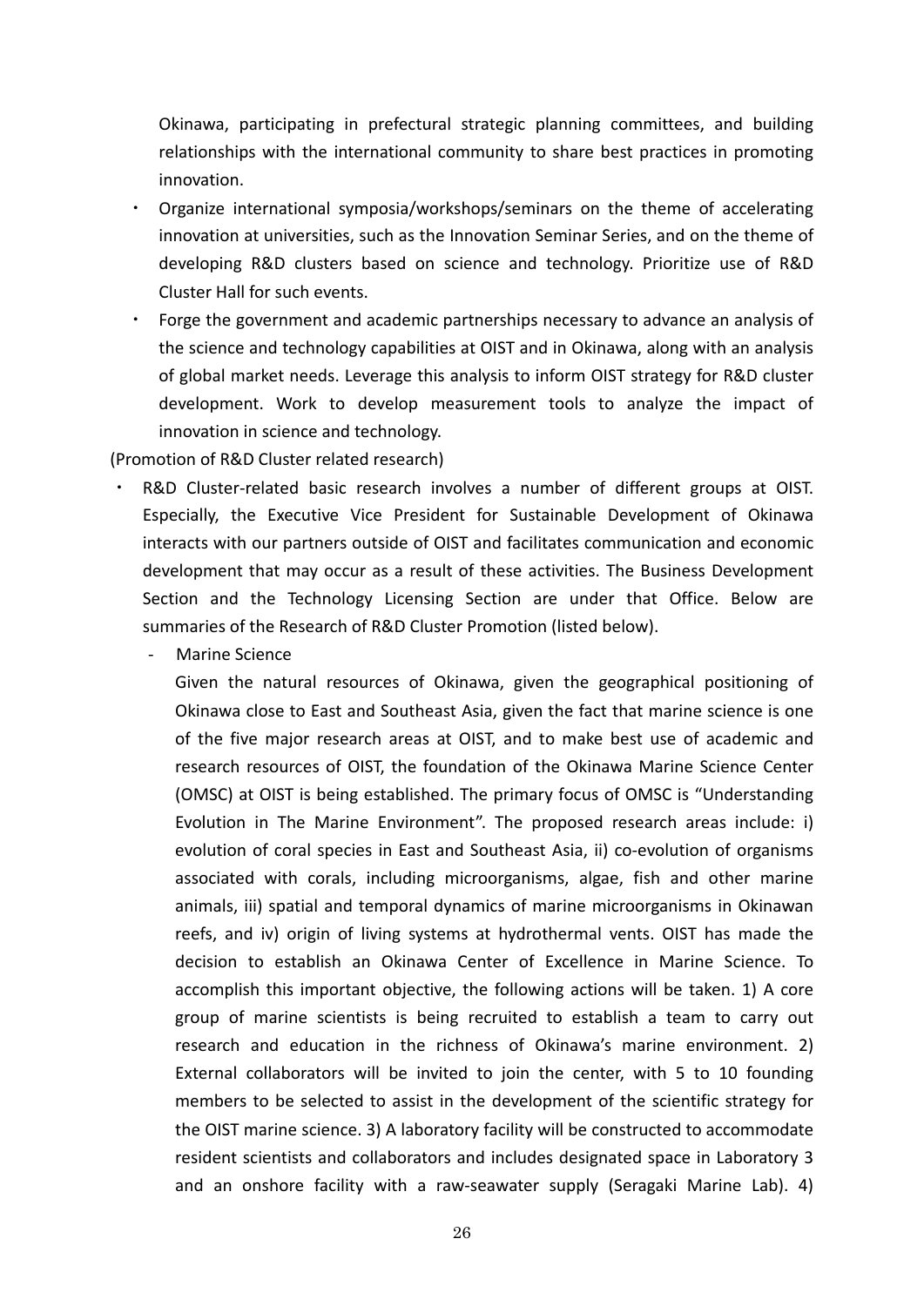Okinawa, participating in prefectural strategic planning committees, and building relationships with the international community to share best practices in promoting innovation.

- Organize international symposia/workshops/seminars on the theme of accelerating innovation at universities, such as the Innovation Seminar Series, and on the theme of developing R&D clusters based on science and technology. Prioritize use of R&D Cluster Hall for such events.
- Forge the government and academic partnerships necessary to advance an analysis of the science and technology capabilities at OIST and in Okinawa, along with an analysis of global market needs. Leverage this analysis to inform OIST strategy for R&D cluster development. Work to develop measurement tools to analyze the impact of innovation in science and technology.

(Promotion of R&D Cluster related research)

- R&D Cluster-related basic research involves a number of different groups at OIST. Especially, the Executive Vice President for Sustainable Development of Okinawa interacts with our partners outside of OIST and facilitates communication and economic development that may occur as a result of these activities. The Business Development Section and the Technology Licensing Section are under that Office. Below are summaries of the Research of R&D Cluster Promotion (listed below).
  - Marine Science

    Given the natural resources of Okinawa, given the geographical positioning of Okinawa close to East and Southeast Asia, given the fact that marine science is one of the five major research areas at OIST, and to make best use of academic and research resources of OIST, the foundation of the Okinawa Marine Science Center (OMSC) at OIST is being established. The primary focus of OMSC is "Understanding Evolution in The Marine Environment". The proposed research areas include: i) evolution of coral species in East and Southeast Asia, ii) co-evolution of organisms associated with corals, including microorganisms, algae, fish and other marine animals, iii) spatial and temporal dynamics of marine microorganisms in Okinawan reefs, and iv) origin of living systems at hydrothermal vents. OIST has made the decision to establish an Okinawa Center of Excellence in Marine Science. To accomplish this important objective, the following actions will be taken. 1) A core group of marine scientists is being recruited to establish a team to carry out research and education in the richness of Okinawa's marine environment. 2) External collaborators will be invited to join the center, with 5 to 10 founding members to be selected to assist in the development of the scientific strategy for the OIST marine science. 3) A laboratory facility will be constructed to accommodate resident scientists and collaborators and includes designated space in Laboratory 3 and an onshore facility with a raw-seawater supply (Seragaki Marine Lab). 4)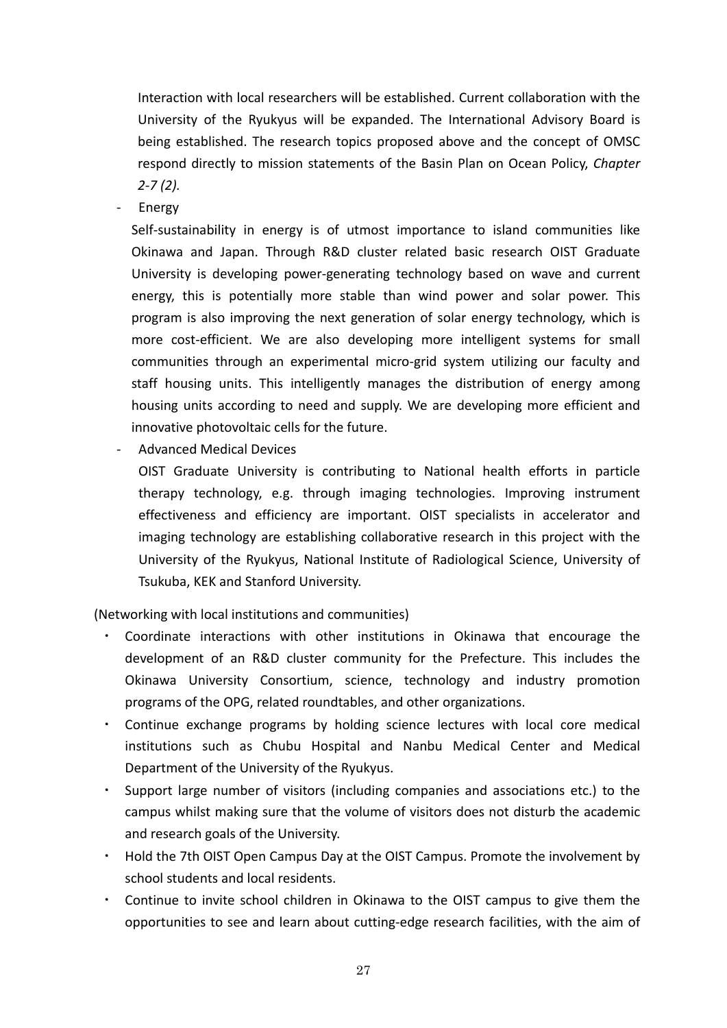Interaction with local researchers will be established. Current collaboration with the University of the Ryukyus will be expanded. The International Advisory Board is being established. The research topics proposed above and the concept of OMSC respond directly to mission statements of the Basin Plan on Ocean Policy, *Chapter 2-7 (2).*

- Energy

  Self-sustainability in energy is of utmost importance to island communities like Okinawa and Japan. Through R&D cluster related basic research OIST Graduate University is developing power-generating technology based on wave and current energy, this is potentially more stable than wind power and solar power. This program is also improving the next generation of solar energy technology, which is more cost-efficient. We are also developing more intelligent systems for small communities through an experimental micro-grid system utilizing our faculty and staff housing units. This intelligently manages the distribution of energy among housing units according to need and supply. We are developing more efficient and innovative photovoltaic cells for the future.

- Advanced Medical Devices

  OIST Graduate University is contributing to National health efforts in particle therapy technology, e.g. through imaging technologies. Improving instrument effectiveness and efficiency are important. OIST specialists in accelerator and imaging technology are establishing collaborative research in this project with the University of the Ryukyus, National Institute of Radiological Science, University of Tsukuba, KEK and Stanford University.

(Networking with local institutions and communities)

- Coordinate interactions with other institutions in Okinawa that encourage the development of an R&D cluster community for the Prefecture. This includes the Okinawa University Consortium, science, technology and industry promotion programs of the OPG, related roundtables, and other organizations.
- Continue exchange programs by holding science lectures with local core medical institutions such as Chubu Hospital and Nanbu Medical Center and Medical Department of the University of the Ryukyus.
- Support large number of visitors (including companies and associations etc.) to the campus whilst making sure that the volume of visitors does not disturb the academic and research goals of the University.
- Hold the 7th OIST Open Campus Day at the OIST Campus. Promote the involvement by school students and local residents.
- Continue to invite school children in Okinawa to the OIST campus to give them the opportunities to see and learn about cutting-edge research facilities, with the aim of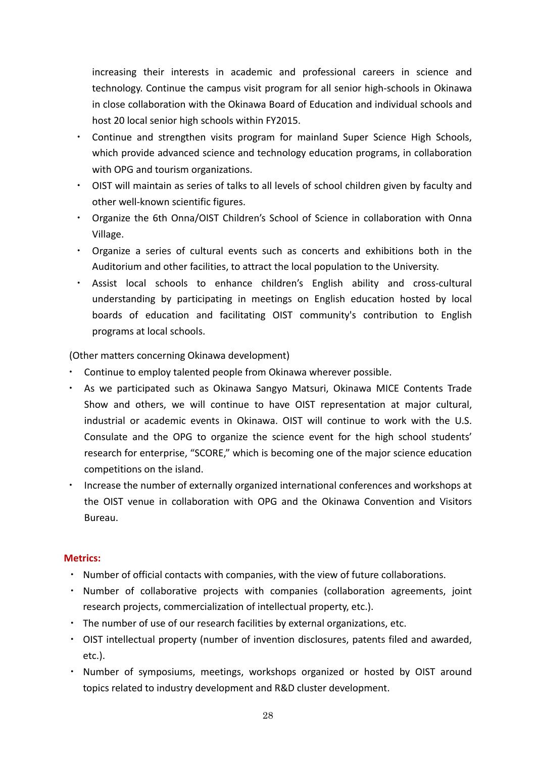increasing their interests in academic and professional careers in science and technology. Continue the campus visit program for all senior high-schools in Okinawa in close collaboration with the Okinawa Board of Education and individual schools and host 20 local senior high schools within FY2015.

- Continue and strengthen visits program for mainland Super Science High Schools, which provide advanced science and technology education programs, in collaboration with OPG and tourism organizations.
- OIST will maintain as series of talks to all levels of school children given by faculty and other well-known scientific figures.
- Organize the 6th Onna/OIST Children's School of Science in collaboration with Onna Village.
- Organize a series of cultural events such as concerts and exhibitions both in the Auditorium and other facilities, to attract the local population to the University.
- Assist local schools to enhance children's English ability and cross-cultural understanding by participating in meetings on English education hosted by local boards of education and facilitating OIST community's contribution to English programs at local schools.

(Other matters concerning Okinawa development)

- Continue to employ talented people from Okinawa wherever possible.
- As we participated such as Okinawa Sangyo Matsuri, Okinawa MICE Contents Trade Show and others, we will continue to have OIST representation at major cultural, industrial or academic events in Okinawa. OIST will continue to work with the U.S. Consulate and the OPG to organize the science event for the high school students' research for enterprise, "SCORE," which is becoming one of the major science education competitions on the island.
- Increase the number of externally organized international conferences and workshops at the OIST venue in collaboration with OPG and the Okinawa Convention and Visitors Bureau.

**Metrics:**

- Number of official contacts with companies, with the view of future collaborations.
- Number of collaborative projects with companies (collaboration agreements, joint research projects, commercialization of intellectual property, etc.).
- The number of use of our research facilities by external organizations, etc.
- OIST intellectual property (number of invention disclosures, patents filed and awarded, etc.).
- Number of symposiums, meetings, workshops organized or hosted by OIST around topics related to industry development and R&D cluster development.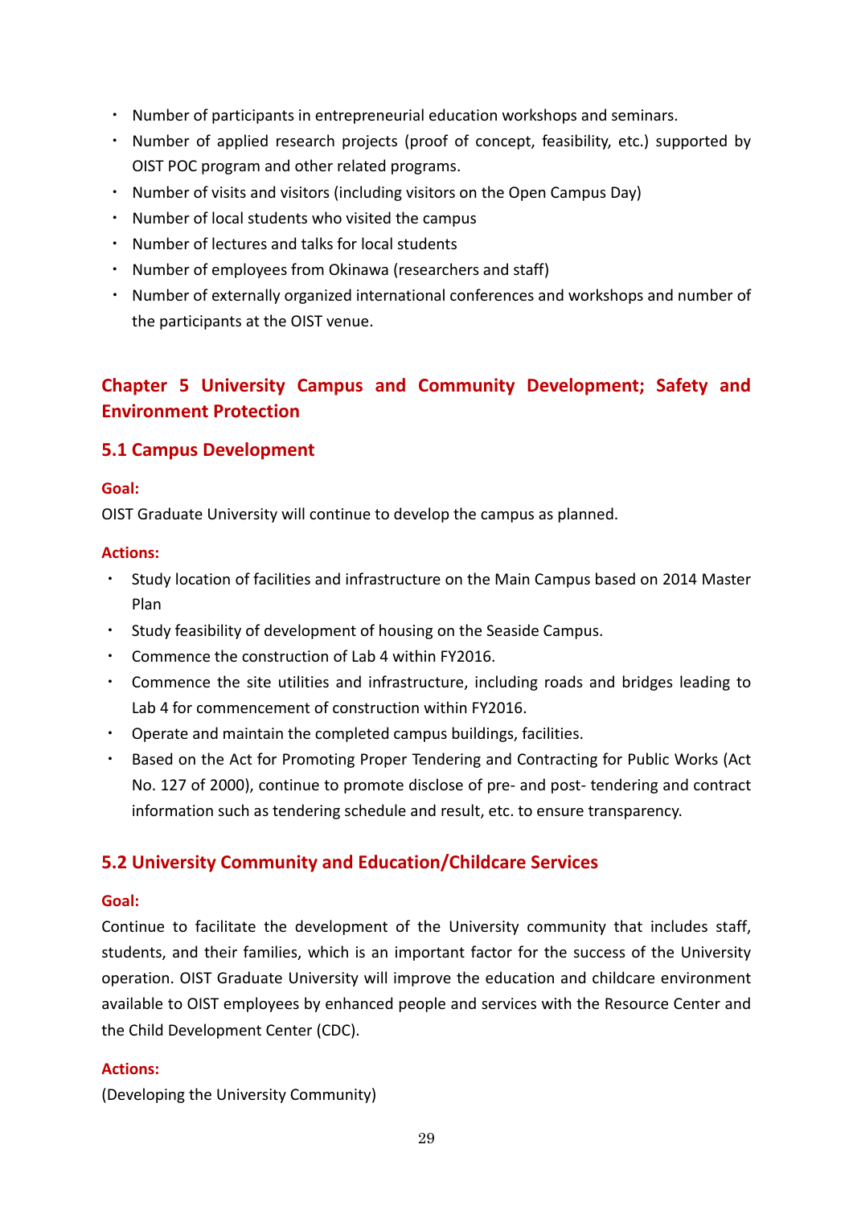- Number of participants in entrepreneurial education workshops and seminars.
- Number of applied research projects (proof of concept, feasibility, etc.) supported by OIST POC program and other related programs.
- Number of visits and visitors (including visitors on the Open Campus Day)
- Number of local students who visited the campus
- Number of lectures and talks for local students
- Number of employees from Okinawa (researchers and staff)
- Number of externally organized international conferences and workshops and number of the participants at the OIST venue.

# Chapter 5 University Campus and Community Development; Safety and Environment Protection

## 5.1 Campus Development

**Goal:**

OIST Graduate University will continue to develop the campus as planned.

**Actions:**

- Study location of facilities and infrastructure on the Main Campus based on 2014 Master Plan
- Study feasibility of development of housing on the Seaside Campus.
- Commence the construction of Lab 4 within FY2016.
- Commence the site utilities and infrastructure, including roads and bridges leading to Lab 4 for commencement of construction within FY2016.
- Operate and maintain the completed campus buildings, facilities.
- Based on the Act for Promoting Proper Tendering and Contracting for Public Works (Act No. 127 of 2000), continue to promote disclose of pre- and post- tendering and contract information such as tendering schedule and result, etc. to ensure transparency.

## 5.2 University Community and Education/Childcare Services

**Goal:**

Continue to facilitate the development of the University community that includes staff, students, and their families, which is an important factor for the success of the University operation. OIST Graduate University will improve the education and childcare environment available to OIST employees by enhanced people and services with the Resource Center and the Child Development Center (CDC).

**Actions:**

(Developing the University Community)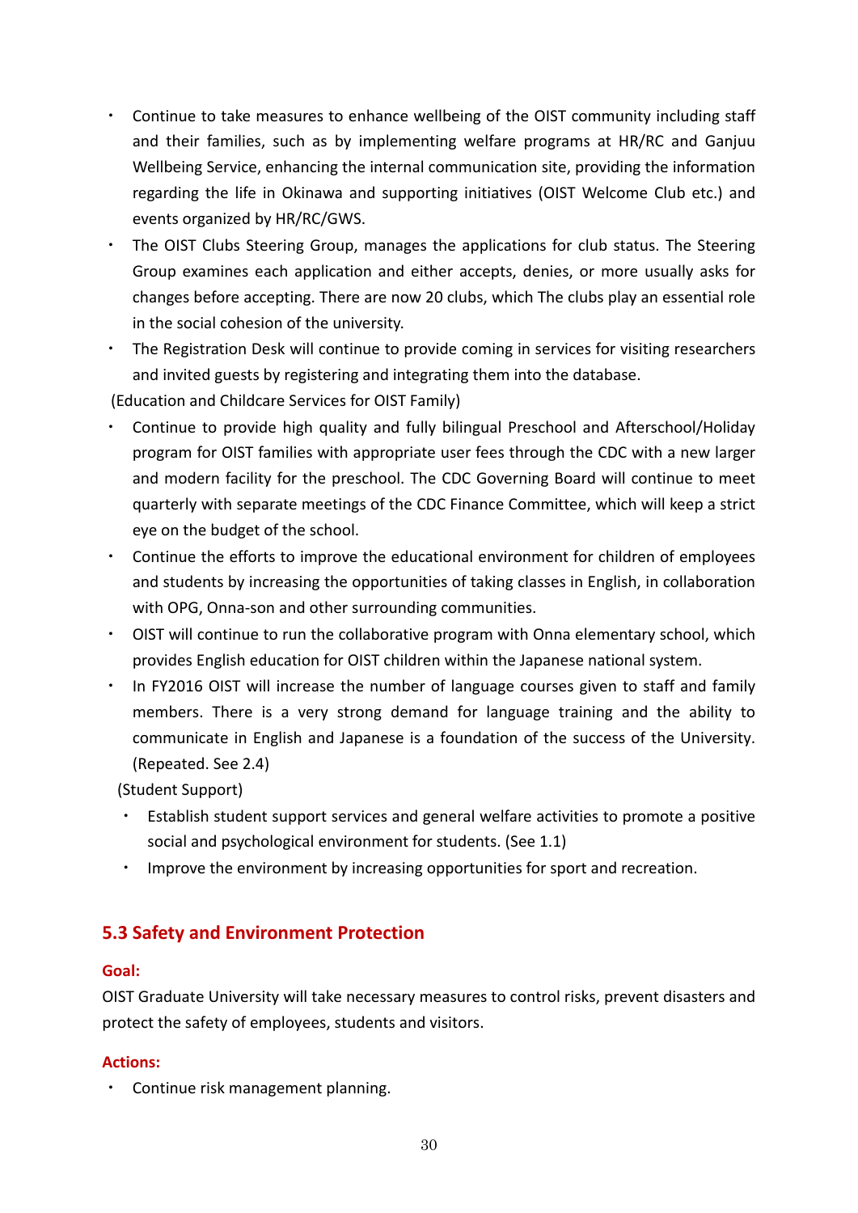- Continue to take measures to enhance wellbeing of the OIST community including staff and their families, such as by implementing welfare programs at HR/RC and Ganjuu Wellbeing Service, enhancing the internal communication site, providing the information regarding the life in Okinawa and supporting initiatives (OIST Welcome Club etc.) and events organized by HR/RC/GWS.
- The OIST Clubs Steering Group, manages the applications for club status. The Steering Group examines each application and either accepts, denies, or more usually asks for changes before accepting. There are now 20 clubs, which The clubs play an essential role in the social cohesion of the university.
- The Registration Desk will continue to provide coming in services for visiting researchers and invited guests by registering and integrating them into the database.

(Education and Childcare Services for OIST Family)

- Continue to provide high quality and fully bilingual Preschool and Afterschool/Holiday program for OIST families with appropriate user fees through the CDC with a new larger and modern facility for the preschool. The CDC Governing Board will continue to meet quarterly with separate meetings of the CDC Finance Committee, which will keep a strict eye on the budget of the school.
- Continue the efforts to improve the educational environment for children of employees and students by increasing the opportunities of taking classes in English, in collaboration with OPG, Onna-son and other surrounding communities.
- OIST will continue to run the collaborative program with Onna elementary school, which provides English education for OIST children within the Japanese national system.
- In FY2016 OIST will increase the number of language courses given to staff and family members. There is a very strong demand for language training and the ability to communicate in English and Japanese is a foundation of the success of the University. (Repeated. See 2.4)

(Student Support)

- Establish student support services and general welfare activities to promote a positive social and psychological environment for students. (See 1.1)
- Improve the environment by increasing opportunities for sport and recreation.

## 5.3 Safety and Environment Protection

**Goal:**

OIST Graduate University will take necessary measures to control risks, prevent disasters and protect the safety of employees, students and visitors.

**Actions:**

- Continue risk management planning.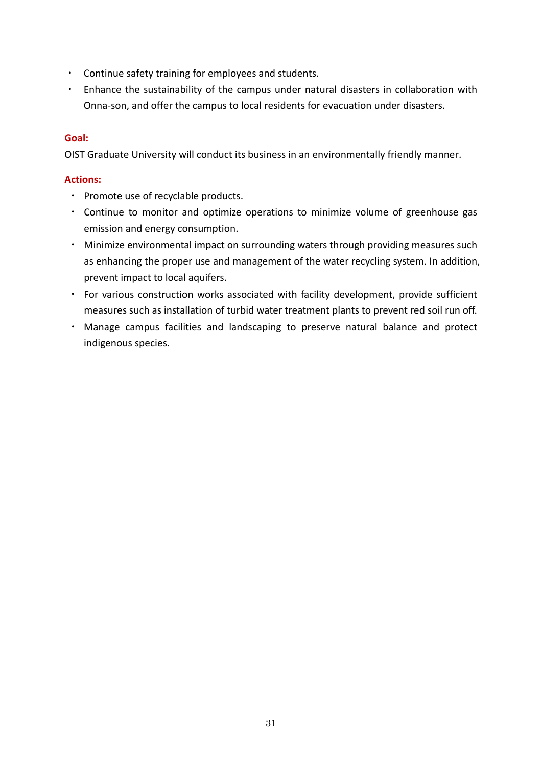- Continue safety training for employees and students.
- Enhance the sustainability of the campus under natural disasters in collaboration with Onna-son, and offer the campus to local residents for evacuation under disasters.

**Goal:**

OIST Graduate University will conduct its business in an environmentally friendly manner.

**Actions:**

- Promote use of recyclable products.
- Continue to monitor and optimize operations to minimize volume of greenhouse gas emission and energy consumption.
- Minimize environmental impact on surrounding waters through providing measures such as enhancing the proper use and management of the water recycling system. In addition, prevent impact to local aquifers.
- For various construction works associated with facility development, provide sufficient measures such as installation of turbid water treatment plants to prevent red soil run off.
- Manage campus facilities and landscaping to preserve natural balance and protect indigenous species.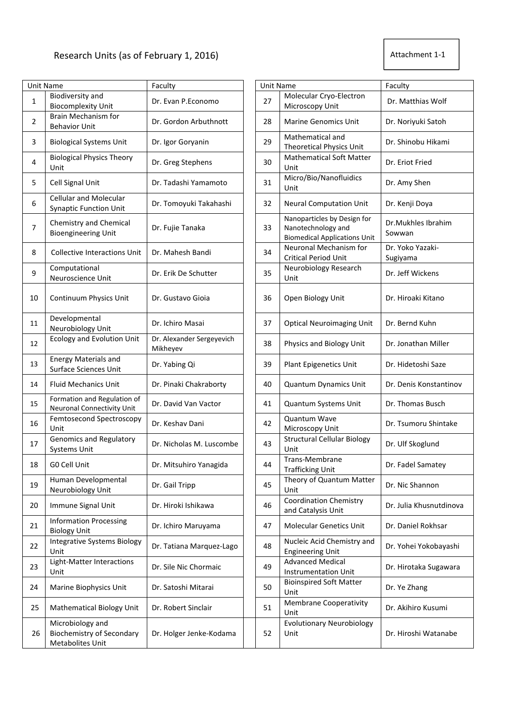Research Units (as of February 1, 2016)

Attachment 1-1

| | Unit Name | Faculty |
|---|---|---|
| 1 | Biodiversity and Biocomplexity Unit | Dr. Evan P.Economo |
| 2 | Brain Mechanism for Behavior Unit | Dr. Gordon Arbuthnott |
| 3 | Biological Systems Unit | Dr. Igor Goryanin |
| 4 | Biological Physics Theory Unit | Dr. Greg Stephens |
| 5 | Cell Signal Unit | Dr. Tadashi Yamamoto |
| 6 | Cellular and Molecular Synaptic Function Unit | Dr. Tomoyuki Takahashi |
| 7 | Chemistry and Chemical Bioengineering Unit | Dr. Fujie Tanaka |
| 8 | Collective Interactions Unit | Dr. Mahesh Bandi |
| 9 | Computational Neuroscience Unit | Dr. Erik De Schutter |
| 10 | Continuum Physics Unit | Dr. Gustavo Gioia |
| 11 | Developmental Neurobiology Unit | Dr. Ichiro Masai |
| 12 | Ecology and Evolution Unit | Dr. Alexander Sergeyevich Mikheyev |
| 13 | Energy Materials and Surface Sciences Unit | Dr. Yabing Qi |
| 14 | Fluid Mechanics Unit | Dr. Pinaki Chakraborty |
| 15 | Formation and Regulation of Neuronal Connectivity Unit | Dr. David Van Vactor |
| 16 | Femtosecond Spectroscopy Unit | Dr. Keshav Dani |
| 17 | Genomics and Regulatory Systems Unit | Dr. Nicholas M. Luscombe |
| 18 | G0 Cell Unit | Dr. Mitsuhiro Yanagida |
| 19 | Human Developmental Neurobiology Unit | Dr. Gail Tripp |
| 20 | Immune Signal Unit | Dr. Hiroki Ishikawa |
| 21 | Information Processing Biology Unit | Dr. Ichiro Maruyama |
| 22 | Integrative Systems Biology Unit | Dr. Tatiana Marquez-Lago |
| 23 | Light-Matter Interactions Unit | Dr. Sile Nic Chormaic |
| 24 | Marine Biophysics Unit | Dr. Satoshi Mitarai |
| 25 | Mathematical Biology Unit | Dr. Robert Sinclair |
| 26 | Microbiology and Biochemistry of Secondary Metabolites Unit | Dr. Holger Jenke-Kodama |
| 27 | Molecular Cryo-Electron Microscopy Unit | Dr. Matthias Wolf |
| 28 | Marine Genomics Unit | Dr. Noriyuki Satoh |
| 29 | Mathematical and Theoretical Physics Unit | Dr. Shinobu Hikami |
| 30 | Mathematical Soft Matter Unit | Dr. Eriot Fried |
| 31 | Micro/Bio/Nanofluidics Unit | Dr. Amy Shen |
| 32 | Neural Computation Unit | Dr. Kenji Doya |
| 33 | Nanoparticles by Design for Nanotechnology and Biomedical Applications Unit | Dr.Mukhles Ibrahim Sowwan |
| 34 | Neuronal Mechanism for Critical Period Unit | Dr. Yoko Yazaki-Sugiyama |
| 35 | Neurobiology Research Unit | Dr. Jeff Wickens |
| 36 | Open Biology Unit | Dr. Hiroaki Kitano |
| 37 | Optical Neuroimaging Unit | Dr. Bernd Kuhn |
| 38 | Physics and Biology Unit | Dr. Jonathan Miller |
| 39 | Plant Epigenetics Unit | Dr. Hidetoshi Saze |
| 40 | Quantum Dynamics Unit | Dr. Denis Konstantinov |
| 41 | Quantum Systems Unit | Dr. Thomas Busch |
| 42 | Quantum Wave Microscopy Unit | Dr. Tsumoru Shintake |
| 43 | Structural Cellular Biology Unit | Dr. Ulf Skoglund |
| 44 | Trans-Membrane Trafficking Unit | Dr. Fadel Samatey |
| 45 | Theory of Quantum Matter Unit | Dr. Nic Shannon |
| 46 | Coordination Chemistry and Catalysis Unit | Dr. Julia Khusnutdinova |
| 47 | Molecular Genetics Unit | Dr. Daniel Rokhsar |
| 48 | Nucleic Acid Chemistry and Engineering Unit | Dr. Yohei Yokobayashi |
| 49 | Advanced Medical Instrumentation Unit | Dr. Hirotaka Sugawara |
| 50 | Bioinspired Soft Matter Unit | Dr. Ye Zhang |
| 51 | Membrane Cooperativity Unit | Dr. Akihiro Kusumi |
| 52 | Evolutionary Neurobiology Unit | Dr. Hiroshi Watanabe |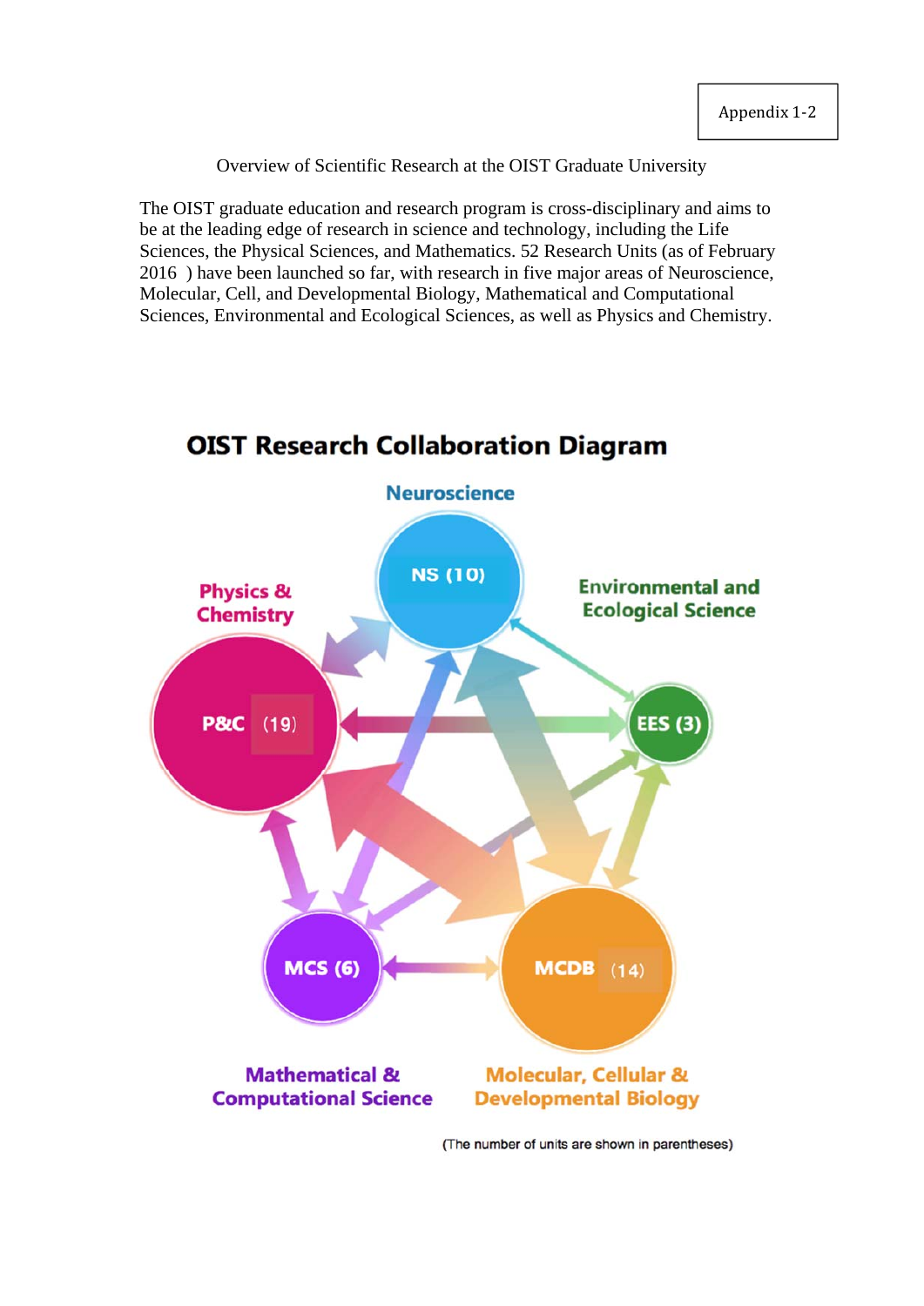Appendix 1-2

Overview of Scientific Research at the OIST Graduate University

The OIST graduate education and research program is cross-disciplinary and aims to be at the leading edge of research in science and technology, including the Life Sciences, the Physical Sciences, and Mathematics. 52 Research Units (as of February 2016 ) have been launched so far, with research in five major areas of Neuroscience, Molecular, Cell, and Developmental Biology, Mathematical and Computational Sciences, Environmental and Ecological Sciences, as well as Physics and Chemistry.

**OIST Research Collaboration Diagram**

Neuroscience

NS (10)

Physics & Chemistry

P&C (19)

Environmental and Ecological Science

EES (3)

MCS (6)

MCDB (14)

Mathematical & Computational Science

Molecular, Cellular & Developmental Biology

(The number of units are shown in parentheses)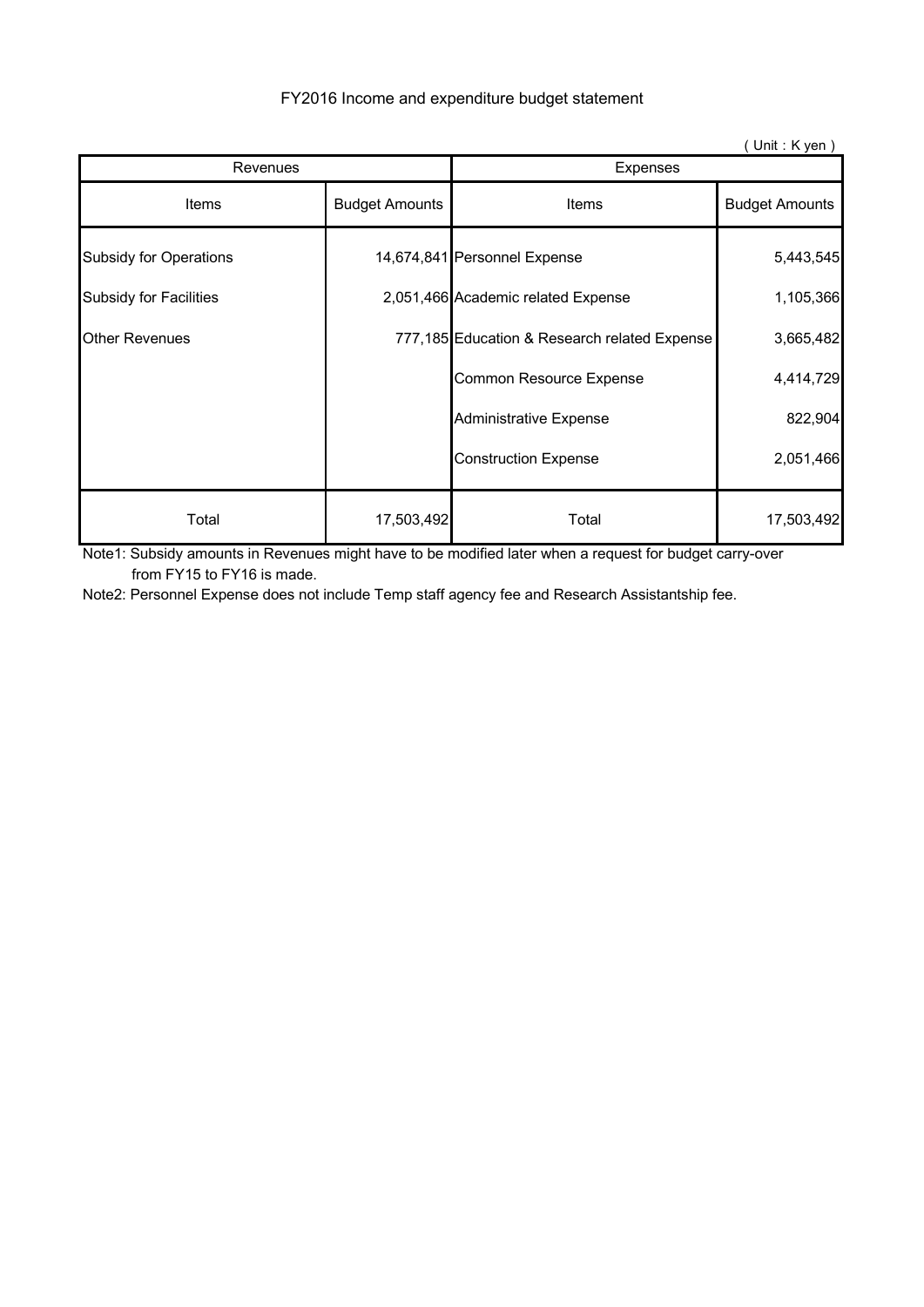# FY2016 Income and expenditure budget statement

( Unit : K yen )

| Revenues | | Expenses | |
|---|---|---|---|
| Items | Budget Amounts | Items | Budget Amounts |
| Subsidy for Operations | 14,674,841 | Personnel Expense | 5,443,545 |
| Subsidy for Facilities | 2,051,466 | Academic related Expense | 1,105,366 |
| Other Revenues | 777,185 | Education & Research related Expense | 3,665,482 |
| | | Common Resource Expense | 4,414,729 |
| | | Administrative Expense | 822,904 |
| | | Construction Expense | 2,051,466 |
| Total | 17,503,492 | Total | 17,503,492 |

Note1: Subsidy amounts in Revenues might have to be modified later when a request for budget carry-over from FY15 to FY16 is made.

Note2: Personnel Expense does not include Temp staff agency fee and Research Assistantship fee.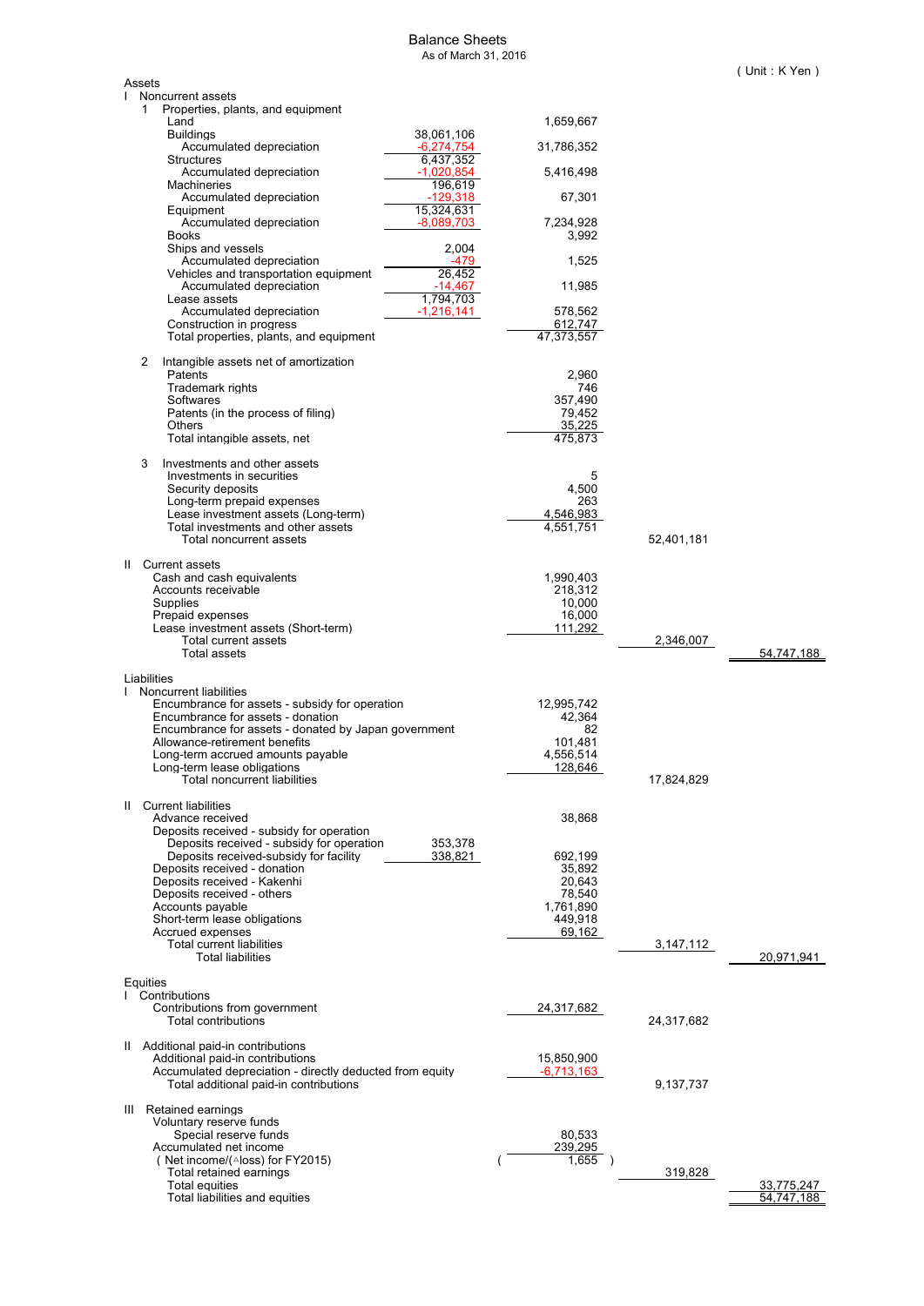# Balance Sheets

As of March 31, 2016

( Unit : K Yen )

| | | | | |
|---|---|---|---|---|
| **Assets** | | | | |
| I Noncurrent assets | | | | |
| 1 Properties, plants, and equipment | | | | |
| Land | | 1,659,667 | | |
| Buildings | 38,061,106 | | | |
| Accumulated depreciation | -6,274,754 | 31,786,352 | | |
| Structures | 6,437,352 | | | |
| Accumulated depreciation | -1,020,854 | 5,416,498 | | |
| Machineries | 196,619 | | | |
| Accumulated depreciation | -129,318 | 67,301 | | |
| Equipment | 15,324,631 | | | |
| Accumulated depreciation | -8,089,703 | 7,234,928 | | |
| Books | | 3,992 | | |
| Ships and vessels | 2,004 | | | |
| Accumulated depreciation | -479 | 1,525 | | |
| Vehicles and transportation equipment | 26,452 | | | |
| Accumulated depreciation | -14,467 | 11,985 | | |
| Lease assets | 1,794,703 | | | |
| Accumulated depreciation | -1,216,141 | 578,562 | | |
| Construction in progress | | 612,747 | | |
| Total properties, plants, and equipment | | 47,373,557 | | |
| 2 Intangible assets net of amortization | | | | |
| Patents | | 2,960 | | |
| Trademark rights | | 746 | | |
| Softwares | | 357,490 | | |
| Patents (in the process of filing) | | 79,452 | | |
| Others | | 35,225 | | |
| Total intangible assets, net | | 475,873 | | |
| 3 Investments and other assets | | | | |
| Investments in securities | | 5 | | |
| Security deposits | | 4,500 | | |
| Long-term prepaid expenses | | 263 | | |
| Lease investment assets (Long-term) | | 4,546,983 | | |
| Total investments and other assets | | 4,551,751 | | |
| Total noncurrent assets | | | 52,401,181 | |
| II Current assets | | | | |
| Cash and cash equivalents | | 1,990,403 | | |
| Accounts receivable | | 218,312 | | |
| Supplies | | 10,000 | | |
| Prepaid expenses | | 16,000 | | |
| Lease investment assets (Short-term) | | 111,292 | | |
| Total current assets | | | 2,346,007 | |
| Total assets | | | | 54,747,188 |
| **Liabilities** | | | | |
| I Noncurrent liabilities | | | | |
| Encumbrance for assets - subsidy for operation | | 12,995,742 | | |
| Encumbrance for assets - donation | | 42,364 | | |
| Encumbrance for assets - donated by Japan government | | 82 | | |
| Allowance-retirement benefits | | 101,481 | | |
| Long-term accrued amounts payable | | 4,556,514 | | |
| Long-term lease obligations | | 128,646 | | |
| Total noncurrent liabilities | | | 17,824,829 | |
| II Current liabilities | | | | |
| Advance received | | 38,868 | | |
| Deposits received - subsidy for operation | | | | |
| Deposits received - subsidy for operation | 353,378 | | | |
| Deposits received-subsidy for facility | 338,821 | 692,199 | | |
| Deposits received - donation | | 35,892 | | |
| Deposits received - Kakenhi | | 20,643 | | |
| Deposits received - others | | 78,540 | | |
| Accounts payable | | 1,761,890 | | |
| Short-term lease obligations | | 449,918 | | |
| Accrued expenses | | 69,162 | | |
| Total current liabilities | | | 3,147,112 | |
| Total liabilities | | | | 20,971,941 |
| **Equities** | | | | |
| I Contributions | | | | |
| Contributions from government | | 24,317,682 | | |
| Total contributions | | | 24,317,682 | |
| II Additional paid-in contributions | | | | |
| Additional paid-in contributions | | 15,850,900 | | |
| Accumulated depreciation - directly deducted from equity | | -6,713,163 | | |
| Total additional paid-in contributions | | | 9,137,737 | |
| III Retained earnings | | | | |
| Voluntary reserve funds | | | | |
| Special reserve funds | | 80,533 | | |
| Accumulated net income | | 239,295 | | |
| ( Net income/(△loss) for FY2015) | | ( 1,655 ) | | |
| Total retained earnings | | | 319,828 | |
| Total equities | | | | 33,775,247 |
| Total liabilities and equities | | | | 54,747,188 |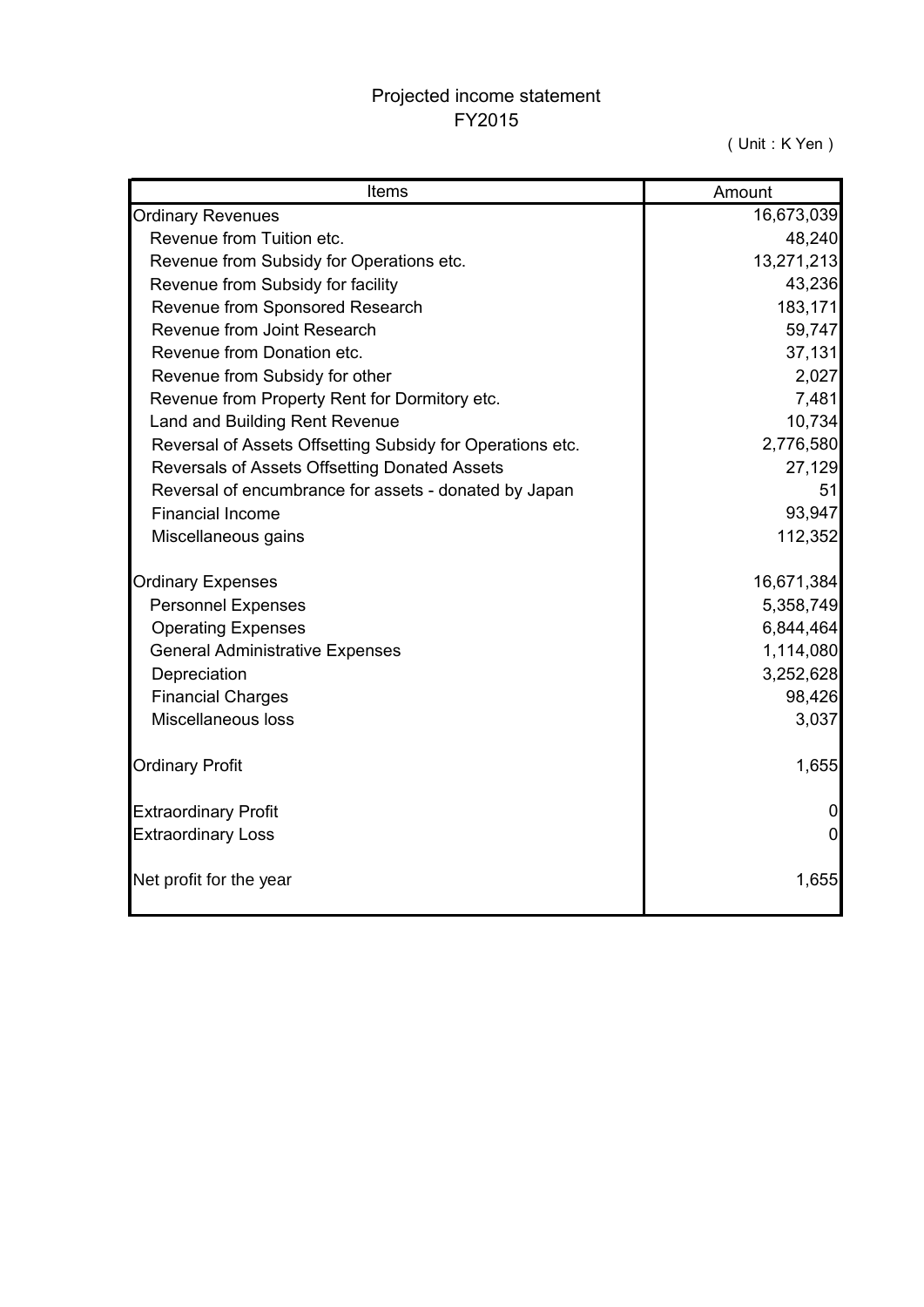# Projected income statement
## FY2015

( Unit：K Yen )

| Items | Amount |
|---|---|
| Ordinary Revenues | 16,673,039 |
| Revenue from Tuition etc. | 48,240 |
| Revenue from Subsidy for Operations etc. | 13,271,213 |
| Revenue from Subsidy for facility | 43,236 |
| Revenue from Sponsored Research | 183,171 |
| Revenue from Joint Research | 59,747 |
| Revenue from Donation etc. | 37,131 |
| Revenue from Subsidy for other | 2,027 |
| Revenue from Property Rent for Dormitory etc. | 7,481 |
| Land and Building Rent Revenue | 10,734 |
| Reversal of Assets Offsetting Subsidy for Operations etc. | 2,776,580 |
| Reversals of Assets Offsetting Donated Assets | 27,129 |
| Reversal of encumbrance for assets - donated by Japan | 51 |
| Financial Income | 93,947 |
| Miscellaneous gains | 112,352 |
| | |
| Ordinary Expenses | 16,671,384 |
| Personnel Expenses | 5,358,749 |
| Operating Expenses | 6,844,464 |
| General Administrative Expenses | 1,114,080 |
| Depreciation | 3,252,628 |
| Financial Charges | 98,426 |
| Miscellaneous loss | 3,037 |
| | |
| Ordinary Profit | 1,655 |
| | |
| Extraordinary Profit | 0 |
| Extraordinary Loss | 0 |
| | |
| Net profit for the year | 1,655 |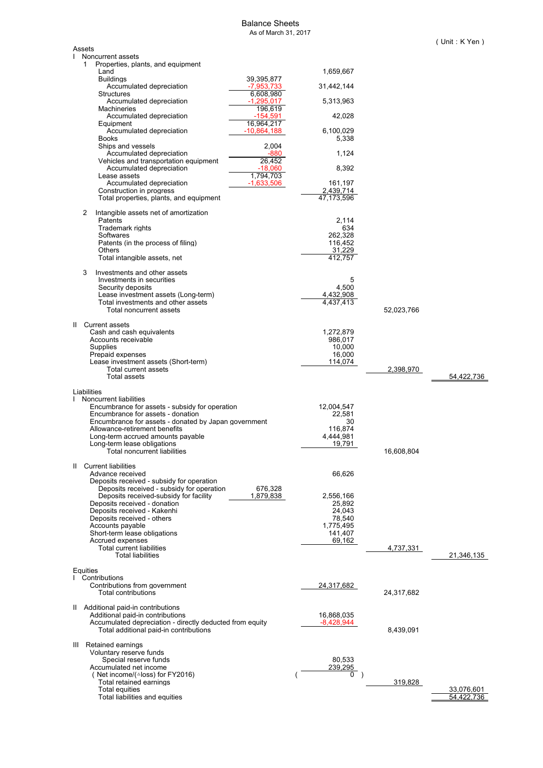# Balance Sheets

As of March 31, 2017

( Unit : K Yen )

| | | | | |
|---|---|---|---|---|
| **Assets** | | | | |
| I Noncurrent assets | | | | |
| 1 Properties, plants, and equipment | | | | |
| Land | | 1,659,667 | | |
| Buildings | 39,395,877 | | | |
| Accumulated depreciation | -7,953,733 | 31,442,144 | | |
| Structures | 6,608,980 | | | |
| Accumulated depreciation | -1,295,017 | 5,313,963 | | |
| Machineries | 196,619 | | | |
| Accumulated depreciation | -154,591 | 42,028 | | |
| Equipment | 16,964,217 | | | |
| Accumulated depreciation | -10,864,188 | 6,100,029 | | |
| Books | | 5,338 | | |
| Ships and vessels | 2,004 | | | |
| Accumulated depreciation | -880 | 1,124 | | |
| Vehicles and transportation equipment | 26,452 | | | |
| Accumulated depreciation | -18,060 | 8,392 | | |
| Lease assets | 1,794,703 | | | |
| Accumulated depreciation | -1,633,506 | 161,197 | | |
| Construction in progress | | 2,439,714 | | |
| Total properties, plants, and equipment | | 47,173,596 | | |
| 2 Intangible assets net of amortization | | | | |
| Patents | | 2,114 | | |
| Trademark rights | | 634 | | |
| Softwares | | 262,328 | | |
| Patents (in the process of filing) | | 116,452 | | |
| Others | | 31,229 | | |
| Total intangible assets, net | | 412,757 | | |
| 3 Investments and other assets | | | | |
| Investments in securities | | 5 | | |
| Security deposits | | 4,500 | | |
| Lease investment assets (Long-term) | | 4,432,908 | | |
| Total investments and other assets | | 4,437,413 | | |
| Total noncurrent assets | | | 52,023,766 | |
| II Current assets | | | | |
| Cash and cash equivalents | | 1,272,879 | | |
| Accounts receivable | | 986,017 | | |
| Supplies | | 10,000 | | |
| Prepaid expenses | | 16,000 | | |
| Lease investment assets (Short-term) | | 114,074 | | |
| Total current assets | | | 2,398,970 | |
| Total assets | | | | 54,422,736 |
| **Liabilities** | | | | |
| I Noncurrent liabilities | | | | |
| Encumbrance for assets - subsidy for operation | | 12,004,547 | | |
| Encumbrance for assets - donation | | 22,581 | | |
| Encumbrance for assets - donated by Japan government | | 30 | | |
| Allowance-retirement benefits | | 116,874 | | |
| Long-term accrued amounts payable | | 4,444,981 | | |
| Long-term lease obligations | | 19,791 | | |
| Total noncurrent liabilities | | | 16,608,804 | |
| II Current liabilities | | | | |
| Advance received | | 66,626 | | |
| Deposits received - subsidy for operation | | | | |
| Deposits received - subsidy for operation | 676,328 | | | |
| Deposits received-subsidy for facility | 1,879,838 | 2,556,166 | | |
| Deposits received - donation | | 25,892 | | |
| Deposits received - Kakenhi | | 24,043 | | |
| Deposits received - others | | 78,540 | | |
| Accounts payable | | 1,775,495 | | |
| Short-term lease obligations | | 141,407 | | |
| Accrued expenses | | 69,162 | | |
| Total current liabilities | | | 4,737,331 | |
| Total liabilities | | | | 21,346,135 |
| **Equities** | | | | |
| I Contributions | | | | |
| Contributions from government | | 24,317,682 | | |
| Total contributions | | | 24,317,682 | |
| II Additional paid-in contributions | | | | |
| Additional paid-in contributions | | 16,868,035 | | |
| Accumulated depreciation - directly deducted from equity | | -8,428,944 | | |
| Total additional paid-in contributions | | | 8,439,091 | |
| III Retained earnings | | | | |
| Voluntary reserve funds | | | | |
| Special reserve funds | | 80,533 | | |
| Accumulated net income | | 239,295 | | |
| ( Net income/(△loss) for FY2016) | | ( 0 ) | | |
| Total retained earnings | | | 319,828 | |
| Total equities | | | | 33,076,601 |
| Total liabilities and equities | | | | 54,422,736 |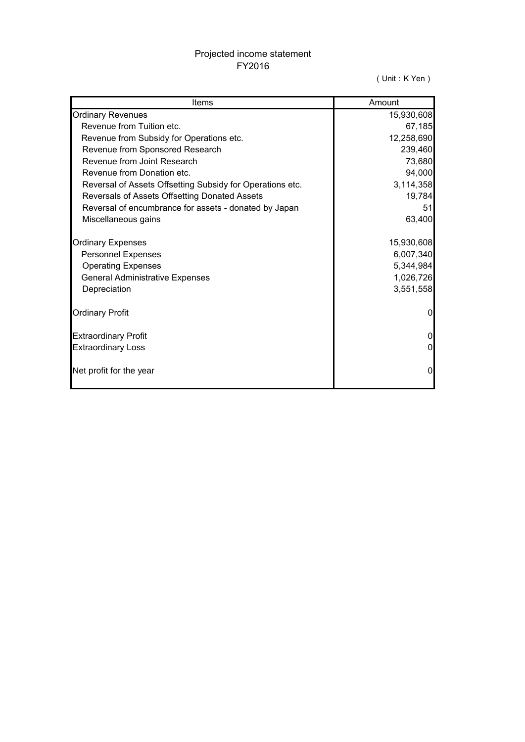# Projected income statement
## FY2016

( Unit : K Yen )

| Items | Amount |
|---|---|
| Ordinary Revenues | 15,930,608 |
| Revenue from Tuition etc. | 67,185 |
| Revenue from Subsidy for Operations etc. | 12,258,690 |
| Revenue from Sponsored Research | 239,460 |
| Revenue from Joint Research | 73,680 |
| Revenue from Donation etc. | 94,000 |
| Reversal of Assets Offsetting Subsidy for Operations etc. | 3,114,358 |
| Reversals of Assets Offsetting Donated Assets | 19,784 |
| Reversal of encumbrance for assets - donated by Japan | 51 |
| Miscellaneous gains | 63,400 |
| | |
| Ordinary Expenses | 15,930,608 |
| Personnel Expenses | 6,007,340 |
| Operating Expenses | 5,344,984 |
| General Administrative Expenses | 1,026,726 |
| Depreciation | 3,551,558 |
| | |
| Ordinary Profit | 0 |
| | |
| Extraordinary Profit | 0 |
| Extraordinary Loss | 0 |
| | |
| Net profit for the year | 0 |